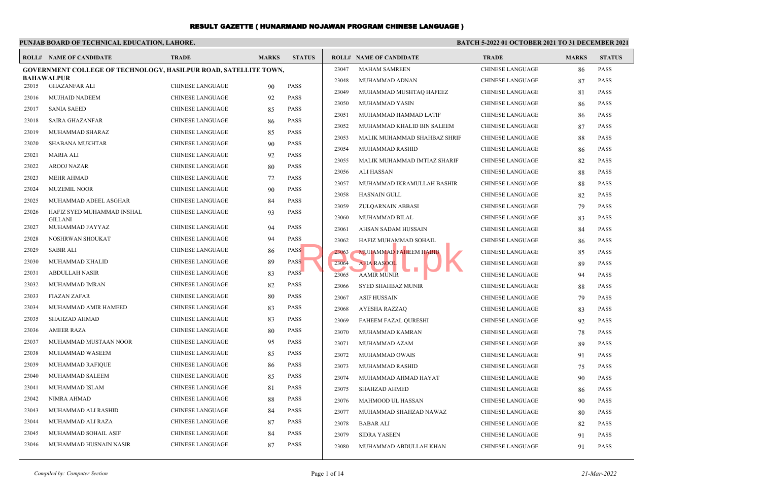# RESULT GAZETTE ( HUNARMAND NOJAWAN PROGRAM CHINESE LANGUAGE )

**PUNJAB BOARD OF TECHNICAL EDUCATION, LAHORE.**

**BATCH 5-2022 01 OCTOBER 2021 TO 31 DECEMBER 2021**

**GOVERNMENT COLLEGE OF TECHNOLOGY, HASILPUR ROAD, SATELLITE TOWN, BAHAWALPUR**

| ROLL# | NAME OF CANDIDATE | TRADE | MARKS | STATUS |
|---|---|---|---|---|
| 23015 | GHAZANFAR ALI | CHINESE LANGUAGE | 90 | PASS |
| 23016 | MUJHAID NADEEM | CHINESE LANGUAGE | 92 | PASS |
| 23017 | SANIA SAEED | CHINESE LANGUAGE | 85 | PASS |
| 23018 | SAIRA GHAZANFAR | CHINESE LANGUAGE | 86 | PASS |
| 23019 | MUHAMMAD SHARAZ | CHINESE LANGUAGE | 85 | PASS |
| 23020 | SHABANA MUKHTAR | CHINESE LANGUAGE | 90 | PASS |
| 23021 | MARIA ALI | CHINESE LANGUAGE | 92 | PASS |
| 23022 | AROOJ NAZAR | CHINESE LANGUAGE | 80 | PASS |
| 23023 | MEHR AHMAD | CHINESE LANGUAGE | 72 | PASS |
| 23024 | MUZEMIL NOOR | CHINESE LANGUAGE | 90 | PASS |
| 23025 | MUHAMMAD ADEEL ASGHAR | CHINESE LANGUAGE | 84 | PASS |
| 23026 | HAFIZ SYED MUHAMMAD INSHAL GILLANI | CHINESE LANGUAGE | 93 | PASS |
| 23027 | MUHAMMAD FAYYAZ | CHINESE LANGUAGE | 94 | PASS |
| 23028 | NOSHRWAN SHOUKAT | CHINESE LANGUAGE | 94 | PASS |
| 23029 | SABIR ALI | CHINESE LANGUAGE | 86 | PASS |
| 23030 | MUHAMMAD KHALID | CHINESE LANGUAGE | 89 | PASS |
| 23031 | ABDULLAH NASIR | CHINESE LANGUAGE | 83 | PASS |
| 23032 | MUHAMMAD IMRAN | CHINESE LANGUAGE | 82 | PASS |
| 23033 | FIAZAN ZAFAR | CHINESE LANGUAGE | 80 | PASS |
| 23034 | MUHAMMAD AMIR HAMEED | CHINESE LANGUAGE | 83 | PASS |
| 23035 | SHAHZAD AHMAD | CHINESE LANGUAGE | 83 | PASS |
| 23036 | AMEER RAZA | CHINESE LANGUAGE | 80 | PASS |
| 23037 | MUHAMMAD MUSTAAN NOOR | CHINESE LANGUAGE | 95 | PASS |
| 23038 | MUHAMMAD WASEEM | CHINESE LANGUAGE | 85 | PASS |
| 23039 | MUHAMMAD RAFIQUE | CHINESE LANGUAGE | 86 | PASS |
| 23040 | MUHAMMAD SALEEM | CHINESE LANGUAGE | 85 | PASS |
| 23041 | MUHAMMAD ISLAM | CHINESE LANGUAGE | 81 | PASS |
| 23042 | NIMRA AHMAD | CHINESE LANGUAGE | 88 | PASS |
| 23043 | MUHAMMAD ALI RASHID | CHINESE LANGUAGE | 84 | PASS |
| 23044 | MUHAMMAD ALI RAZA | CHINESE LANGUAGE | 87 | PASS |
| 23045 | MUHAMMAD SOHAIL ASIF | CHINESE LANGUAGE | 84 | PASS |
| 23046 | MUHAMMAD HUSNAIN NASIR | CHINESE LANGUAGE | 87 | PASS |
| 23047 | MAHAM SAMREEN | CHINESE LANGUAGE | 86 | PASS |
| 23048 | MUHAMMAD ADNAN | CHINESE LANGUAGE | 87 | PASS |
| 23049 | MUHAMMAD MUSHTAQ HAFEEZ | CHINESE LANGUAGE | 81 | PASS |
| 23050 | MUHAMMAD YASIN | CHINESE LANGUAGE | 86 | PASS |
| 23051 | MUHAMMAD HAMMAD LATIF | CHINESE LANGUAGE | 86 | PASS |
| 23052 | MUHAMMAD KHALID BIN SALEEM | CHINESE LANGUAGE | 87 | PASS |
| 23053 | MALIK MUHAMMAD SHAHBAZ SHRIF | CHINESE LANGUAGE | 88 | PASS |
| 23054 | MUHAMMAD RASHID | CHINESE LANGUAGE | 86 | PASS |
| 23055 | MALIK MUHAMMAD IMTIAZ SHARIF | CHINESE LANGUAGE | 82 | PASS |
| 23056 | ALI HASSAN | CHINESE LANGUAGE | 88 | PASS |
| 23057 | MUHAMMAD IKRAMULLAH BASHIR | CHINESE LANGUAGE | 88 | PASS |
| 23058 | HASNAIN GULL | CHINESE LANGUAGE | 82 | PASS |
| 23059 | ZULQARNAIN ABBASI | CHINESE LANGUAGE | 79 | PASS |
| 23060 | MUHAMMAD BILAL | CHINESE LANGUAGE | 83 | PASS |
| 23061 | AHSAN SADAM HUSSAIN | CHINESE LANGUAGE | 84 | PASS |
| 23062 | HAFIZ MUHAMMAD SOHAIL | CHINESE LANGUAGE | 86 | PASS |
| 23063 | MUHAMMAD FAHEEM HABIB | CHINESE LANGUAGE | 85 | PASS |
| 23064 | AFIA RASOOL | CHINESE LANGUAGE | 89 | PASS |
| 23065 | AAMIR MUNIR | CHINESE LANGUAGE | 94 | PASS |
| 23066 | SYED SHAHBAZ MUNIR | CHINESE LANGUAGE | 88 | PASS |
| 23067 | ASIF HUSSAIN | CHINESE LANGUAGE | 79 | PASS |
| 23068 | AYESHA RAZZAQ | CHINESE LANGUAGE | 83 | PASS |
| 23069 | FAHEEM FAZAL QURESHI | CHINESE LANGUAGE | 92 | PASS |
| 23070 | MUHAMMAD KAMRAN | CHINESE LANGUAGE | 78 | PASS |
| 23071 | MUHAMMAD AZAM | CHINESE LANGUAGE | 89 | PASS |
| 23072 | MUHAMMAD OWAIS | CHINESE LANGUAGE | 91 | PASS |
| 23073 | MUHAMMAD RASHID | CHINESE LANGUAGE | 75 | PASS |
| 23074 | MUHAMMAD AHMAD HAYAT | CHINESE LANGUAGE | 90 | PASS |
| 23075 | SHAHZAD AHMED | CHINESE LANGUAGE | 86 | PASS |
| 23076 | MAHMOOD UL HASSAN | CHINESE LANGUAGE | 90 | PASS |
| 23077 | MUHAMMAD SHAHZAD NAWAZ | CHINESE LANGUAGE | 80 | PASS |
| 23078 | BABAR ALI | CHINESE LANGUAGE | 82 | PASS |
| 23079 | SIDRA YASEEN | CHINESE LANGUAGE | 91 | PASS |
| 23080 | MUHAMMAD ABDULLAH KHAN | CHINESE LANGUAGE | 91 | PASS |

*Compiled by: Computer Section*

*21-Mar-2022*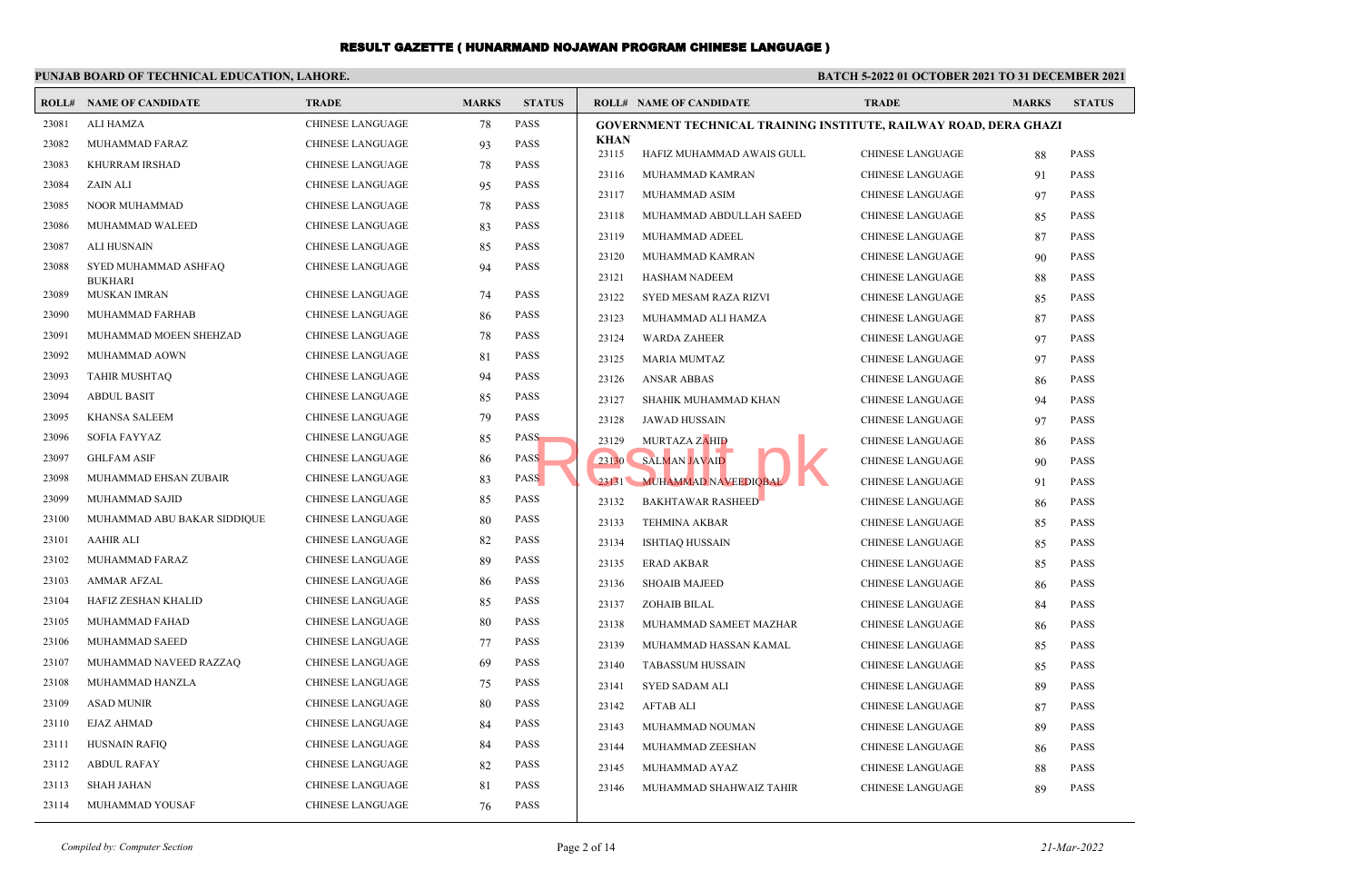# RESULT GAZETTE ( HUNARMAND NOJAWAN PROGRAM CHINESE LANGUAGE )

**PUNJAB BOARD OF TECHNICAL EDUCATION, LAHORE.**

**BATCH 5-2022 01 OCTOBER 2021 TO 31 DECEMBER 2021**

| ROLL# | NAME OF CANDIDATE | TRADE | MARKS | STATUS |
|---|---|---|---|---|
| 23081 | ALI HAMZA | CHINESE LANGUAGE | 78 | PASS |
| 23082 | MUHAMMAD FARAZ | CHINESE LANGUAGE | 93 | PASS |
| 23083 | KHURRAM IRSHAD | CHINESE LANGUAGE | 78 | PASS |
| 23084 | ZAIN ALI | CHINESE LANGUAGE | 95 | PASS |
| 23085 | NOOR MUHAMMAD | CHINESE LANGUAGE | 78 | PASS |
| 23086 | MUHAMMAD WALEED | CHINESE LANGUAGE | 83 | PASS |
| 23087 | ALI HUSNAIN | CHINESE LANGUAGE | 85 | PASS |
| 23088 | SYED MUHAMMAD ASHFAQ BUKHARI | CHINESE LANGUAGE | 94 | PASS |
| 23089 | MUSKAN IMRAN | CHINESE LANGUAGE | 74 | PASS |
| 23090 | MUHAMMAD FARHAB | CHINESE LANGUAGE | 86 | PASS |
| 23091 | MUHAMMAD MOEEN SHEHZAD | CHINESE LANGUAGE | 78 | PASS |
| 23092 | MUHAMMAD AOWN | CHINESE LANGUAGE | 81 | PASS |
| 23093 | TAHIR MUSHTAQ | CHINESE LANGUAGE | 94 | PASS |
| 23094 | ABDUL BASIT | CHINESE LANGUAGE | 85 | PASS |
| 23095 | KHANSA SALEEM | CHINESE LANGUAGE | 79 | PASS |
| 23096 | SOFIA FAYYAZ | CHINESE LANGUAGE | 85 | PASS |
| 23097 | GHLFAM ASIF | CHINESE LANGUAGE | 86 | PASS |
| 23098 | MUHAMMAD EHSAN ZUBAIR | CHINESE LANGUAGE | 83 | PASS |
| 23099 | MUHAMMAD SAJID | CHINESE LANGUAGE | 85 | PASS |
| 23100 | MUHAMMAD ABU BAKAR SIDDIQUE | CHINESE LANGUAGE | 80 | PASS |
| 23101 | AAHIR ALI | CHINESE LANGUAGE | 82 | PASS |
| 23102 | MUHAMMAD FARAZ | CHINESE LANGUAGE | 89 | PASS |
| 23103 | AMMAR AFZAL | CHINESE LANGUAGE | 86 | PASS |
| 23104 | HAFIZ ZESHAN KHALID | CHINESE LANGUAGE | 85 | PASS |
| 23105 | MUHAMMAD FAHAD | CHINESE LANGUAGE | 80 | PASS |
| 23106 | MUHAMMAD SAEED | CHINESE LANGUAGE | 77 | PASS |
| 23107 | MUHAMMAD NAVEED RAZZAQ | CHINESE LANGUAGE | 69 | PASS |
| 23108 | MUHAMMAD HANZLA | CHINESE LANGUAGE | 75 | PASS |
| 23109 | ASAD MUNIR | CHINESE LANGUAGE | 80 | PASS |
| 23110 | EJAZ AHMAD | CHINESE LANGUAGE | 84 | PASS |
| 23111 | HUSNAIN RAFIQ | CHINESE LANGUAGE | 84 | PASS |
| 23112 | ABDUL RAFAY | CHINESE LANGUAGE | 82 | PASS |
| 23113 | SHAH JAHAN | CHINESE LANGUAGE | 81 | PASS |
| 23114 | MUHAMMAD YOUSAF | CHINESE LANGUAGE | 76 | PASS |

**GOVERNMENT TECHNICAL TRAINING INSTITUTE, RAILWAY ROAD, DERA GHAZI KHAN**

| ROLL# | NAME OF CANDIDATE | TRADE | MARKS | STATUS |
|---|---|---|---|---|
| 23115 | HAFIZ MUHAMMAD AWAIS GULL | CHINESE LANGUAGE | 88 | PASS |
| 23116 | MUHAMMAD KAMRAN | CHINESE LANGUAGE | 91 | PASS |
| 23117 | MUHAMMAD ASIM | CHINESE LANGUAGE | 97 | PASS |
| 23118 | MUHAMMAD ABDULLAH SAEED | CHINESE LANGUAGE | 85 | PASS |
| 23119 | MUHAMMAD ADEEL | CHINESE LANGUAGE | 87 | PASS |
| 23120 | MUHAMMAD KAMRAN | CHINESE LANGUAGE | 90 | PASS |
| 23121 | HASHAM NADEEM | CHINESE LANGUAGE | 88 | PASS |
| 23122 | SYED MESAM RAZA RIZVI | CHINESE LANGUAGE | 85 | PASS |
| 23123 | MUHAMMAD ALI HAMZA | CHINESE LANGUAGE | 87 | PASS |
| 23124 | WARDA ZAHEER | CHINESE LANGUAGE | 97 | PASS |
| 23125 | MARIA MUMTAZ | CHINESE LANGUAGE | 97 | PASS |
| 23126 | ANSAR ABBAS | CHINESE LANGUAGE | 86 | PASS |
| 23127 | SHAHIK MUHAMMAD KHAN | CHINESE LANGUAGE | 94 | PASS |
| 23128 | JAWAD HUSSAIN | CHINESE LANGUAGE | 97 | PASS |
| 23129 | MURTAZA ZAHID | CHINESE LANGUAGE | 86 | PASS |
| 23130 | SALMAN JAVAID | CHINESE LANGUAGE | 90 | PASS |
| 23131 | MUHAMMAD NAVEEDIQBAL | CHINESE LANGUAGE | 91 | PASS |
| 23132 | BAKHTAWAR RASHEED | CHINESE LANGUAGE | 86 | PASS |
| 23133 | TEHMINA AKBAR | CHINESE LANGUAGE | 85 | PASS |
| 23134 | ISHTIAQ HUSSAIN | CHINESE LANGUAGE | 85 | PASS |
| 23135 | ERAD AKBAR | CHINESE LANGUAGE | 85 | PASS |
| 23136 | SHOAIB MAJEED | CHINESE LANGUAGE | 86 | PASS |
| 23137 | ZOHAIB BILAL | CHINESE LANGUAGE | 84 | PASS |
| 23138 | MUHAMMAD SAMEET MAZHAR | CHINESE LANGUAGE | 86 | PASS |
| 23139 | MUHAMMAD HASSAN KAMAL | CHINESE LANGUAGE | 85 | PASS |
| 23140 | TABASSUM HUSSAIN | CHINESE LANGUAGE | 85 | PASS |
| 23141 | SYED SADAM ALI | CHINESE LANGUAGE | 89 | PASS |
| 23142 | AFTAB ALI | CHINESE LANGUAGE | 87 | PASS |
| 23143 | MUHAMMAD NOUMAN | CHINESE LANGUAGE | 89 | PASS |
| 23144 | MUHAMMAD ZEESHAN | CHINESE LANGUAGE | 86 | PASS |
| 23145 | MUHAMMAD AYAZ | CHINESE LANGUAGE | 88 | PASS |
| 23146 | MUHAMMAD SHAHWAIZ TAHIR | CHINESE LANGUAGE | 89 | PASS |

*Compiled by: Computer Section*

*21-Mar-2022*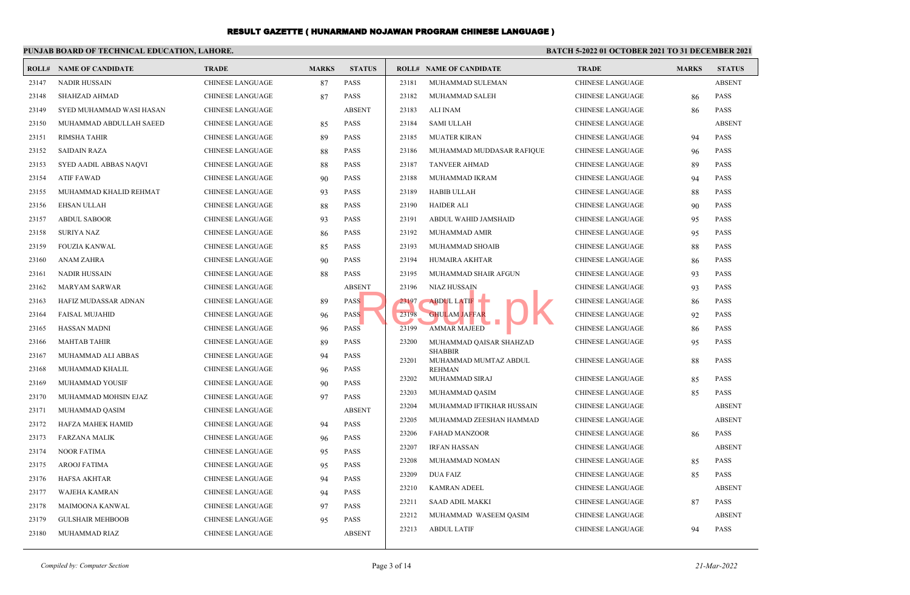# RESULT GAZETTE ( HUNARMAND NOJAWAN PROGRAM CHINESE LANGUAGE )

**PUNJAB BOARD OF TECHNICAL EDUCATION, LAHORE.**

**BATCH 5-2022 01 OCTOBER 2021 TO 31 DECEMBER 2021**

| ROLL# | NAME OF CANDIDATE | TRADE | MARKS | STATUS |
|---|---|---|---|---|
| 23147 | NADIR HUSSAIN | CHINESE LANGUAGE | 87 | PASS |
| 23148 | SHAHZAD AHMAD | CHINESE LANGUAGE | 87 | PASS |
| 23149 | SYED MUHAMMAD WASI HASAN | CHINESE LANGUAGE | | ABSENT |
| 23150 | MUHAMMAD ABDULLAH SAEED | CHINESE LANGUAGE | 85 | PASS |
| 23151 | RIMSHA TAHIR | CHINESE LANGUAGE | 89 | PASS |
| 23152 | SAIDAIN RAZA | CHINESE LANGUAGE | 88 | PASS |
| 23153 | SYED AADIL ABBAS NAQVI | CHINESE LANGUAGE | 88 | PASS |
| 23154 | ATIF FAWAD | CHINESE LANGUAGE | 90 | PASS |
| 23155 | MUHAMMAD KHALID REHMAT | CHINESE LANGUAGE | 93 | PASS |
| 23156 | EHSAN ULLAH | CHINESE LANGUAGE | 88 | PASS |
| 23157 | ABDUL SABOOR | CHINESE LANGUAGE | 93 | PASS |
| 23158 | SURIYA NAZ | CHINESE LANGUAGE | 86 | PASS |
| 23159 | FOUZIA KANWAL | CHINESE LANGUAGE | 85 | PASS |
| 23160 | ANAM ZAHRA | CHINESE LANGUAGE | 90 | PASS |
| 23161 | NADIR HUSSAIN | CHINESE LANGUAGE | 88 | PASS |
| 23162 | MARYAM SARWAR | CHINESE LANGUAGE | | ABSENT |
| 23163 | HAFIZ MUDASSAR ADNAN | CHINESE LANGUAGE | 89 | PASS |
| 23164 | FAISAL MUJAHID | CHINESE LANGUAGE | 96 | PASS |
| 23165 | HASSAN MADNI | CHINESE LANGUAGE | 96 | PASS |
| 23166 | MAHTAB TAHIR | CHINESE LANGUAGE | 89 | PASS |
| 23167 | MUHAMMAD ALI ABBAS | CHINESE LANGUAGE | 94 | PASS |
| 23168 | MUHAMMAD KHALIL | CHINESE LANGUAGE | 96 | PASS |
| 23169 | MUHAMMAD YOUSIF | CHINESE LANGUAGE | 90 | PASS |
| 23170 | MUHAMMAD MOHSIN EJAZ | CHINESE LANGUAGE | 97 | PASS |
| 23171 | MUHAMMAD QASIM | CHINESE LANGUAGE | | ABSENT |
| 23172 | HAFZA MAHEK HAMID | CHINESE LANGUAGE | 94 | PASS |
| 23173 | FARZANA MALIK | CHINESE LANGUAGE | 96 | PASS |
| 23174 | NOOR FATIMA | CHINESE LANGUAGE | 95 | PASS |
| 23175 | AROOJ FATIMA | CHINESE LANGUAGE | 95 | PASS |
| 23176 | HAFSA AKHTAR | CHINESE LANGUAGE | 94 | PASS |
| 23177 | WAJEHA KAMRAN | CHINESE LANGUAGE | 94 | PASS |
| 23178 | MAIMOONA KANWAL | CHINESE LANGUAGE | 97 | PASS |
| 23179 | GULSHAIR MEHBOOB | CHINESE LANGUAGE | 95 | PASS |
| 23180 | MUHAMMAD RIAZ | CHINESE LANGUAGE | | ABSENT |
| 23181 | MUHAMMAD SULEMAN | CHINESE LANGUAGE | | ABSENT |
| 23182 | MUHAMMAD SALEH | CHINESE LANGUAGE | 86 | PASS |
| 23183 | ALI INAM | CHINESE LANGUAGE | 86 | PASS |
| 23184 | SAMI ULLAH | CHINESE LANGUAGE | | ABSENT |
| 23185 | MUATER KIRAN | CHINESE LANGUAGE | 94 | PASS |
| 23186 | MUHAMMAD MUDDASAR RAFIQUE | CHINESE LANGUAGE | 96 | PASS |
| 23187 | TANVEER AHMAD | CHINESE LANGUAGE | 89 | PASS |
| 23188 | MUHAMMAD IKRAM | CHINESE LANGUAGE | 94 | PASS |
| 23189 | HABIB ULLAH | CHINESE LANGUAGE | 88 | PASS |
| 23190 | HAIDER ALI | CHINESE LANGUAGE | 90 | PASS |
| 23191 | ABDUL WAHID JAMSHAID | CHINESE LANGUAGE | 95 | PASS |
| 23192 | MUHAMMAD AMIR | CHINESE LANGUAGE | 95 | PASS |
| 23193 | MUHAMMAD SHOAIB | CHINESE LANGUAGE | 88 | PASS |
| 23194 | HUMAIRA AKHTAR | CHINESE LANGUAGE | 86 | PASS |
| 23195 | MUHAMMAD SHAIR AFGUN | CHINESE LANGUAGE | 93 | PASS |
| 23196 | NIAZ HUSSAIN | CHINESE LANGUAGE | 93 | PASS |
| 23197 | ABDUL LATIF | CHINESE LANGUAGE | 86 | PASS |
| 23198 | GHULAM JAFFAR | CHINESE LANGUAGE | 92 | PASS |
| 23199 | AMMAR MAJEED | CHINESE LANGUAGE | 86 | PASS |
| 23200 | MUHAMMAD QAISAR SHAHZAD SHABBIR | CHINESE LANGUAGE | 95 | PASS |
| 23201 | MUHAMMAD MUMTAZ ABDUL REHMAN | CHINESE LANGUAGE | 88 | PASS |
| 23202 | MUHAMMAD SIRAJ | CHINESE LANGUAGE | 85 | PASS |
| 23203 | MUHAMMAD QASIM | CHINESE LANGUAGE | 85 | PASS |
| 23204 | MUHAMMAD IFTIKHAR HUSSAIN | CHINESE LANGUAGE | | ABSENT |
| 23205 | MUHAMMAD ZEESHAN HAMMAD | CHINESE LANGUAGE | | ABSENT |
| 23206 | FAHAD MANZOOR | CHINESE LANGUAGE | 86 | PASS |
| 23207 | IRFAN HASSAN | CHINESE LANGUAGE | | ABSENT |
| 23208 | MUHAMMAD NOMAN | CHINESE LANGUAGE | 85 | PASS |
| 23209 | DUA FAIZ | CHINESE LANGUAGE | 85 | PASS |
| 23210 | KAMRAN ADEEL | CHINESE LANGUAGE | | ABSENT |
| 23211 | SAAD ADIL MAKKI | CHINESE LANGUAGE | 87 | PASS |
| 23212 | MUHAMMAD WASEEM QASIM | CHINESE LANGUAGE | | ABSENT |
| 23213 | ABDUL LATIF | CHINESE LANGUAGE | 94 | PASS |

*Compiled by: Computer Section*

*21-Mar-2022*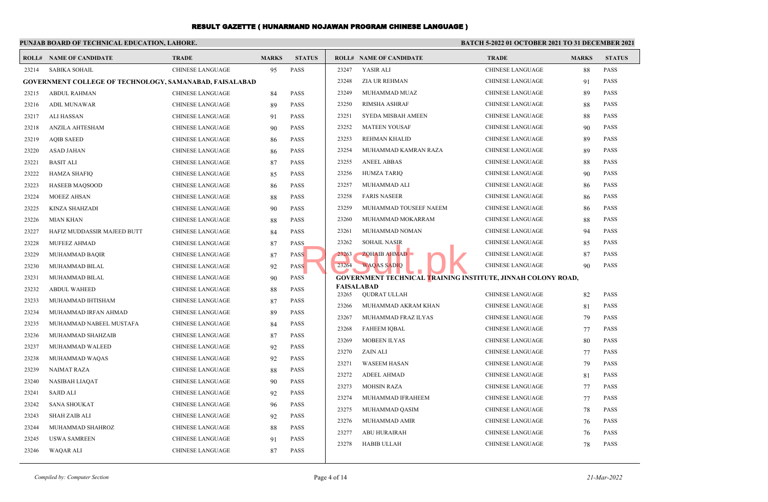# RESULT GAZETTE ( HUNARMAND NOJAWAN PROGRAM CHINESE LANGUAGE )

**PUNJAB BOARD OF TECHNICAL EDUCATION, LAHORE.**

**BATCH 5-2022 01 OCTOBER 2021 TO 31 DECEMBER 2021**

| ROLL# | NAME OF CANDIDATE | TRADE | MARKS | STATUS |
|---|---|---|---|---|
| 23214 | SABIKA SOHAIL | CHINESE LANGUAGE | 95 | PASS |
| **GOVERNMENT COLLEGE OF TECHNOLOGY, SAMANABAD, FAISALABAD** | | | | |
| 23215 | ABDUL RAHMAN | CHINESE LANGUAGE | 84 | PASS |
| 23216 | ADIL MUNAWAR | CHINESE LANGUAGE | 89 | PASS |
| 23217 | ALI HASSAN | CHINESE LANGUAGE | 91 | PASS |
| 23218 | ANZILA AHTESHAM | CHINESE LANGUAGE | 90 | PASS |
| 23219 | AQIB SAEED | CHINESE LANGUAGE | 86 | PASS |
| 23220 | ASAD JAHAN | CHINESE LANGUAGE | 86 | PASS |
| 23221 | BASIT ALI | CHINESE LANGUAGE | 87 | PASS |
| 23222 | HAMZA SHAFIQ | CHINESE LANGUAGE | 85 | PASS |
| 23223 | HASEEB MAQSOOD | CHINESE LANGUAGE | 86 | PASS |
| 23224 | MOEEZ AHSAN | CHINESE LANGUAGE | 88 | PASS |
| 23225 | KINZA SHAHZADI | CHINESE LANGUAGE | 90 | PASS |
| 23226 | MIAN KHAN | CHINESE LANGUAGE | 88 | PASS |
| 23227 | HAFIZ MUDDASSIR MAJEED BUTT | CHINESE LANGUAGE | 84 | PASS |
| 23228 | MUFEEZ AHMAD | CHINESE LANGUAGE | 87 | PASS |
| 23229 | MUHAMMAD BAQIR | CHINESE LANGUAGE | 87 | PASS |
| 23230 | MUHAMMAD BILAL | CHINESE LANGUAGE | 92 | PASS |
| 23231 | MUHAMMAD BILAL | CHINESE LANGUAGE | 90 | PASS |
| 23232 | ABDUL WAHEED | CHINESE LANGUAGE | 88 | PASS |
| 23233 | MUHAMMAD IHTISHAM | CHINESE LANGUAGE | 87 | PASS |
| 23234 | MUHAMMAD IRFAN AHMAD | CHINESE LANGUAGE | 89 | PASS |
| 23235 | MUHAMMAD NABEEL MUSTAFA | CHINESE LANGUAGE | 84 | PASS |
| 23236 | MUHAMMAD SHAHZAIB | CHINESE LANGUAGE | 87 | PASS |
| 23237 | MUHAMMAD WALEED | CHINESE LANGUAGE | 92 | PASS |
| 23238 | MUHAMMAD WAQAS | CHINESE LANGUAGE | 92 | PASS |
| 23239 | NAIMAT RAZA | CHINESE LANGUAGE | 88 | PASS |
| 23240 | NASIBAH LIAQAT | CHINESE LANGUAGE | 90 | PASS |
| 23241 | SAJID ALI | CHINESE LANGUAGE | 92 | PASS |
| 23242 | SANA SHOUKAT | CHINESE LANGUAGE | 96 | PASS |
| 23243 | SHAH ZAIB ALI | CHINESE LANGUAGE | 92 | PASS |
| 23244 | MUHAMMAD SHAHROZ | CHINESE LANGUAGE | 88 | PASS |
| 23245 | USWA SAMREEN | CHINESE LANGUAGE | 91 | PASS |
| 23246 | WAQAR ALI | CHINESE LANGUAGE | 87 | PASS |
| 23247 | YASIR ALI | CHINESE LANGUAGE | 88 | PASS |
| 23248 | ZIA UR REHMAN | CHINESE LANGUAGE | 91 | PASS |
| 23249 | MUHAMMAD MUAZ | CHINESE LANGUAGE | 89 | PASS |
| 23250 | RIMSHA ASHRAF | CHINESE LANGUAGE | 88 | PASS |
| 23251 | SYEDA MISBAH AMEEN | CHINESE LANGUAGE | 88 | PASS |
| 23252 | MATEEN YOUSAF | CHINESE LANGUAGE | 90 | PASS |
| 23253 | REHMAN KHALID | CHINESE LANGUAGE | 89 | PASS |
| 23254 | MUHAMMAD KAMRAN RAZA | CHINESE LANGUAGE | 89 | PASS |
| 23255 | ANEEL ABBAS | CHINESE LANGUAGE | 88 | PASS |
| 23256 | HUMZA TARIQ | CHINESE LANGUAGE | 90 | PASS |
| 23257 | MUHAMMAD ALI | CHINESE LANGUAGE | 86 | PASS |
| 23258 | FARIS NASEER | CHINESE LANGUAGE | 86 | PASS |
| 23259 | MUHAMMAD TOUSEEF NAEEM | CHINESE LANGUAGE | 86 | PASS |
| 23260 | MUHAMMAD MOKARRAM | CHINESE LANGUAGE | 88 | PASS |
| 23261 | MUHAMMAD NOMAN | CHINESE LANGUAGE | 94 | PASS |
| 23262 | SOHAIL NASIR | CHINESE LANGUAGE | 85 | PASS |
| 23263 | ZOHAIB AHMAD | CHINESE LANGUAGE | 87 | PASS |
| 23264 | WAQAS SADIQ | CHINESE LANGUAGE | 90 | PASS |
| **GOVERNMENT TECHNICAL TRAINING INSTITUTE, JINNAH COLONY ROAD, FAISALABAD** | | | | |
| 23265 | QUDRAT ULLAH | CHINESE LANGUAGE | 82 | PASS |
| 23266 | MUHAMMAD AKRAM KHAN | CHINESE LANGUAGE | 81 | PASS |
| 23267 | MUHAMMAD FRAZ ILYAS | CHINESE LANGUAGE | 79 | PASS |
| 23268 | FAHEEM IQBAL | CHINESE LANGUAGE | 77 | PASS |
| 23269 | MOBEEN ILYAS | CHINESE LANGUAGE | 80 | PASS |
| 23270 | ZAIN ALI | CHINESE LANGUAGE | 77 | PASS |
| 23271 | WASEEM HASAN | CHINESE LANGUAGE | 79 | PASS |
| 23272 | ADEEL AHMAD | CHINESE LANGUAGE | 81 | PASS |
| 23273 | MOHSIN RAZA | CHINESE LANGUAGE | 77 | PASS |
| 23274 | MUHAMMAD IFRAHEEM | CHINESE LANGUAGE | 77 | PASS |
| 23275 | MUHAMMAD QASIM | CHINESE LANGUAGE | 78 | PASS |
| 23276 | MUHAMMAD AMIR | CHINESE LANGUAGE | 76 | PASS |
| 23277 | ABU HURAIRAH | CHINESE LANGUAGE | 76 | PASS |
| 23278 | HABIB ULLAH | CHINESE LANGUAGE | 78 | PASS |

*Compiled by: Computer Section*

*21-Mar-2022*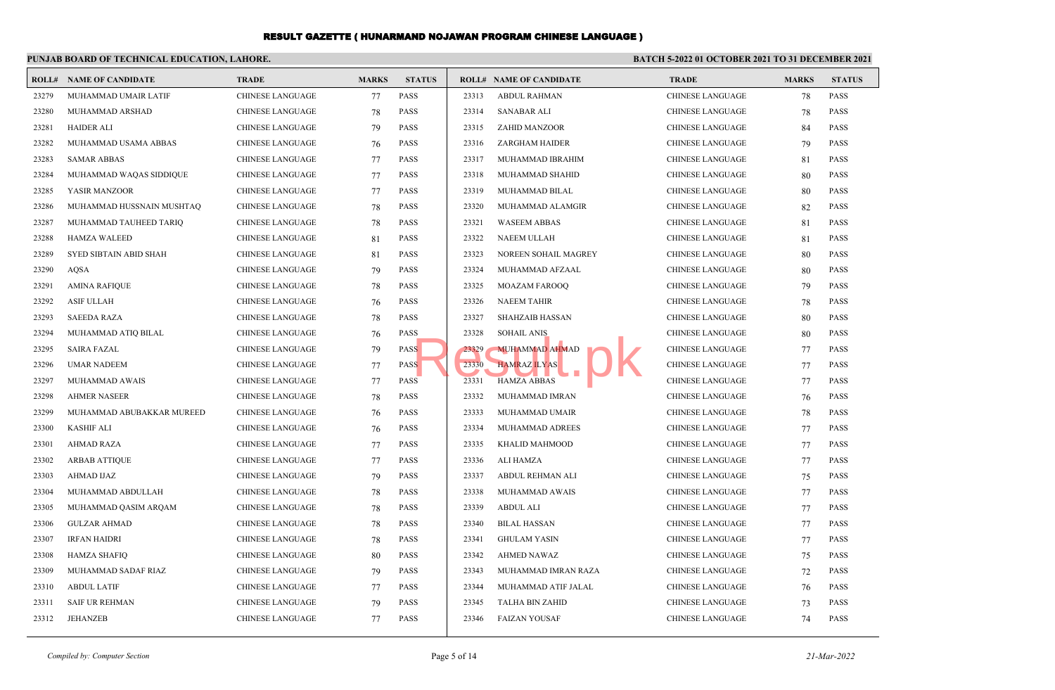# RESULT GAZETTE ( HUNARMAND NOJAWAN PROGRAM CHINESE LANGUAGE )

**PUNJAB BOARD OF TECHNICAL EDUCATION, LAHORE.**

**BATCH 5-2022 01 OCTOBER 2021 TO 31 DECEMBER 2021**

| ROLL# | NAME OF CANDIDATE | TRADE | MARKS | STATUS |
|---|---|---|---|---|
| 23279 | MUHAMMAD UMAIR LATIF | CHINESE LANGUAGE | 77 | PASS |
| 23280 | MUHAMMAD ARSHAD | CHINESE LANGUAGE | 78 | PASS |
| 23281 | HAIDER ALI | CHINESE LANGUAGE | 79 | PASS |
| 23282 | MUHAMMAD USAMA ABBAS | CHINESE LANGUAGE | 76 | PASS |
| 23283 | SAMAR ABBAS | CHINESE LANGUAGE | 77 | PASS |
| 23284 | MUHAMMAD WAQAS SIDDIQUE | CHINESE LANGUAGE | 77 | PASS |
| 23285 | YASIR MANZOOR | CHINESE LANGUAGE | 77 | PASS |
| 23286 | MUHAMMAD HUSSNAIN MUSHTAQ | CHINESE LANGUAGE | 78 | PASS |
| 23287 | MUHAMMAD TAUHEED TARIQ | CHINESE LANGUAGE | 78 | PASS |
| 23288 | HAMZA WALEED | CHINESE LANGUAGE | 81 | PASS |
| 23289 | SYED SIBTAIN ABID SHAH | CHINESE LANGUAGE | 81 | PASS |
| 23290 | AQSA | CHINESE LANGUAGE | 79 | PASS |
| 23291 | AMINA RAFIQUE | CHINESE LANGUAGE | 78 | PASS |
| 23292 | ASIF ULLAH | CHINESE LANGUAGE | 76 | PASS |
| 23293 | SAEEDA RAZA | CHINESE LANGUAGE | 78 | PASS |
| 23294 | MUHAMMAD ATIQ BILAL | CHINESE LANGUAGE | 76 | PASS |
| 23295 | SAIRA FAZAL | CHINESE LANGUAGE | 79 | PASS |
| 23296 | UMAR NADEEM | CHINESE LANGUAGE | 77 | PASS |
| 23297 | MUHAMMAD AWAIS | CHINESE LANGUAGE | 77 | PASS |
| 23298 | AHMER NASEER | CHINESE LANGUAGE | 78 | PASS |
| 23299 | MUHAMMAD ABUBAKKAR MUREED | CHINESE LANGUAGE | 76 | PASS |
| 23300 | KASHIF ALI | CHINESE LANGUAGE | 76 | PASS |
| 23301 | AHMAD RAZA | CHINESE LANGUAGE | 77 | PASS |
| 23302 | ARBAB ATTIQUE | CHINESE LANGUAGE | 77 | PASS |
| 23303 | AHMAD IJAZ | CHINESE LANGUAGE | 79 | PASS |
| 23304 | MUHAMMAD ABDULLAH | CHINESE LANGUAGE | 78 | PASS |
| 23305 | MUHAMMAD QASIM ARQAM | CHINESE LANGUAGE | 78 | PASS |
| 23306 | GULZAR AHMAD | CHINESE LANGUAGE | 78 | PASS |
| 23307 | IRFAN HAIDRI | CHINESE LANGUAGE | 78 | PASS |
| 23308 | HAMZA SHAFIQ | CHINESE LANGUAGE | 80 | PASS |
| 23309 | MUHAMMAD SADAF RIAZ | CHINESE LANGUAGE | 79 | PASS |
| 23310 | ABDUL LATIF | CHINESE LANGUAGE | 77 | PASS |
| 23311 | SAIF UR REHMAN | CHINESE LANGUAGE | 79 | PASS |
| 23312 | JEHANZEB | CHINESE LANGUAGE | 77 | PASS |
| 23313 | ABDUL RAHMAN | CHINESE LANGUAGE | 78 | PASS |
| 23314 | SANABAR ALI | CHINESE LANGUAGE | 78 | PASS |
| 23315 | ZAHID MANZOOR | CHINESE LANGUAGE | 84 | PASS |
| 23316 | ZARGHAM HAIDER | CHINESE LANGUAGE | 79 | PASS |
| 23317 | MUHAMMAD IBRAHIM | CHINESE LANGUAGE | 81 | PASS |
| 23318 | MUHAMMAD SHAHID | CHINESE LANGUAGE | 80 | PASS |
| 23319 | MUHAMMAD BILAL | CHINESE LANGUAGE | 80 | PASS |
| 23320 | MUHAMMAD ALAMGIR | CHINESE LANGUAGE | 82 | PASS |
| 23321 | WASEEM ABBAS | CHINESE LANGUAGE | 81 | PASS |
| 23322 | NAEEM ULLAH | CHINESE LANGUAGE | 81 | PASS |
| 23323 | NOREEN SOHAIL MAGREY | CHINESE LANGUAGE | 80 | PASS |
| 23324 | MUHAMMAD AFZAAL | CHINESE LANGUAGE | 80 | PASS |
| 23325 | MOAZAM FAROOQ | CHINESE LANGUAGE | 79 | PASS |
| 23326 | NAEEM TAHIR | CHINESE LANGUAGE | 78 | PASS |
| 23327 | SHAHZAIB HASSAN | CHINESE LANGUAGE | 80 | PASS |
| 23328 | SOHAIL ANIS | CHINESE LANGUAGE | 80 | PASS |
| 23329 | MUHAMMAD AHMAD | CHINESE LANGUAGE | 77 | PASS |
| 23330 | HAMRAZ ILYAS | CHINESE LANGUAGE | 77 | PASS |
| 23331 | HAMZA ABBAS | CHINESE LANGUAGE | 77 | PASS |
| 23332 | MUHAMMAD IMRAN | CHINESE LANGUAGE | 76 | PASS |
| 23333 | MUHAMMAD UMAIR | CHINESE LANGUAGE | 78 | PASS |
| 23334 | MUHAMMAD ADREES | CHINESE LANGUAGE | 77 | PASS |
| 23335 | KHALID MAHMOOD | CHINESE LANGUAGE | 77 | PASS |
| 23336 | ALI HAMZA | CHINESE LANGUAGE | 77 | PASS |
| 23337 | ABDUL REHMAN ALI | CHINESE LANGUAGE | 75 | PASS |
| 23338 | MUHAMMAD AWAIS | CHINESE LANGUAGE | 77 | PASS |
| 23339 | ABDUL ALI | CHINESE LANGUAGE | 77 | PASS |
| 23340 | BILAL HASSAN | CHINESE LANGUAGE | 77 | PASS |
| 23341 | GHULAM YASIN | CHINESE LANGUAGE | 77 | PASS |
| 23342 | AHMED NAWAZ | CHINESE LANGUAGE | 75 | PASS |
| 23343 | MUHAMMAD IMRAN RAZA | CHINESE LANGUAGE | 72 | PASS |
| 23344 | MUHAMMAD ATIF JALAL | CHINESE LANGUAGE | 76 | PASS |
| 23345 | TALHA BIN ZAHID | CHINESE LANGUAGE | 73 | PASS |
| 23346 | FAIZAN YOUSAF | CHINESE LANGUAGE | 74 | PASS |

*Compiled by: Computer Section*

*21-Mar-2022*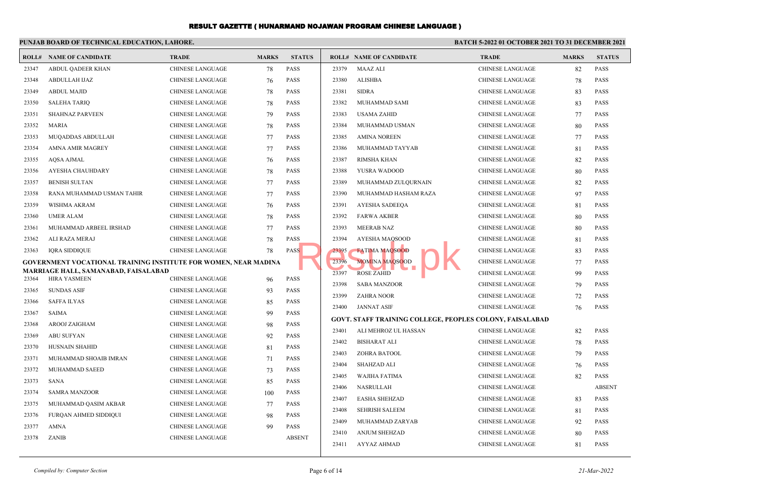# RESULT GAZETTE ( HUNARMAND NOJAWAN PROGRAM CHINESE LANGUAGE )

**PUNJAB BOARD OF TECHNICAL EDUCATION, LAHORE.**

**BATCH 5-2022 01 OCTOBER 2021 TO 31 DECEMBER 2021**

| ROLL# | NAME OF CANDIDATE | TRADE | MARKS | STATUS |
|---|---|---|---|---|
| 23347 | ABDUL QADEER KHAN | CHINESE LANGUAGE | 78 | PASS |
| 23348 | ABDULLAH IJAZ | CHINESE LANGUAGE | 76 | PASS |
| 23349 | ABDUL MAJID | CHINESE LANGUAGE | 78 | PASS |
| 23350 | SALEHA TARIQ | CHINESE LANGUAGE | 78 | PASS |
| 23351 | SHAHNAZ PARVEEN | CHINESE LANGUAGE | 79 | PASS |
| 23352 | MARIA | CHINESE LANGUAGE | 78 | PASS |
| 23353 | MUQADDAS ABDULLAH | CHINESE LANGUAGE | 77 | PASS |
| 23354 | AMNA AMIR MAGREY | CHINESE LANGUAGE | 77 | PASS |
| 23355 | AQSA AJMAL | CHINESE LANGUAGE | 76 | PASS |
| 23356 | AYESHA CHAUHDARY | CHINESE LANGUAGE | 78 | PASS |
| 23357 | BENISH SULTAN | CHINESE LANGUAGE | 77 | PASS |
| 23358 | RANA MUHAMMAD USMAN TAHIR | CHINESE LANGUAGE | 77 | PASS |
| 23359 | WISHMA AKRAM | CHINESE LANGUAGE | 76 | PASS |
| 23360 | UMER ALAM | CHINESE LANGUAGE | 78 | PASS |
| 23361 | MUHAMMAD ARBEEL IRSHAD | CHINESE LANGUAGE | 77 | PASS |
| 23362 | ALI RAZA MERAJ | CHINESE LANGUAGE | 78 | PASS |
| 23363 | IQRA SIDDIQUE | CHINESE LANGUAGE | 78 | PASS |

**GOVERNMENT VOCATIONAL TRAINING INSTITUTE FOR WOMEN, NEAR MADINA MARRIAGE HALL, SAMANABAD, FAISALABAD**

| ROLL# | NAME OF CANDIDATE | TRADE | MARKS | STATUS |
|---|---|---|---|---|
| 23364 | HIRA YASMEEN | CHINESE LANGUAGE | 96 | PASS |
| 23365 | SUNDAS ASIF | CHINESE LANGUAGE | 93 | PASS |
| 23366 | SAFFA ILYAS | CHINESE LANGUAGE | 85 | PASS |
| 23367 | SAIMA | CHINESE LANGUAGE | 99 | PASS |
| 23368 | AROOJ ZAIGHAM | CHINESE LANGUAGE | 98 | PASS |
| 23369 | ABU SUFYAN | CHINESE LANGUAGE | 92 | PASS |
| 23370 | HUSNAIN SHAHID | CHINESE LANGUAGE | 81 | PASS |
| 23371 | MUHAMMAD SHOAIB IMRAN | CHINESE LANGUAGE | 71 | PASS |
| 23372 | MUHAMMAD SAEED | CHINESE LANGUAGE | 73 | PASS |
| 23373 | SANA | CHINESE LANGUAGE | 85 | PASS |
| 23374 | SAMRA MANZOOR | CHINESE LANGUAGE | 100 | PASS |
| 23375 | MUHAMMAD QASIM AKBAR | CHINESE LANGUAGE | 77 | PASS |
| 23376 | FURQAN AHMED SIDDIQUI | CHINESE LANGUAGE | 98 | PASS |
| 23377 | AMNA | CHINESE LANGUAGE | 99 | PASS |
| 23378 | ZANIB | CHINESE LANGUAGE | | ABSENT |
| 23379 | MAAZ ALI | CHINESE LANGUAGE | 82 | PASS |
| 23380 | ALISHBA | CHINESE LANGUAGE | 78 | PASS |
| 23381 | SIDRA | CHINESE LANGUAGE | 83 | PASS |
| 23382 | MUHAMMAD SAMI | CHINESE LANGUAGE | 83 | PASS |
| 23383 | USAMA ZAHID | CHINESE LANGUAGE | 77 | PASS |
| 23384 | MUHAMMAD USMAN | CHINESE LANGUAGE | 80 | PASS |
| 23385 | AMINA NOREEN | CHINESE LANGUAGE | 77 | PASS |
| 23386 | MUHAMMAD TAYYAB | CHINESE LANGUAGE | 81 | PASS |
| 23387 | RIMSHA KHAN | CHINESE LANGUAGE | 82 | PASS |
| 23388 | YUSRA WADOOD | CHINESE LANGUAGE | 80 | PASS |
| 23389 | MUHAMMAD ZULQURNAIN | CHINESE LANGUAGE | 82 | PASS |
| 23390 | MUHAMMAD HASHAM RAZA | CHINESE LANGUAGE | 97 | PASS |
| 23391 | AYESHA SADEEQA | CHINESE LANGUAGE | 81 | PASS |
| 23392 | FARWA AKBER | CHINESE LANGUAGE | 80 | PASS |
| 23393 | MEERAB NAZ | CHINESE LANGUAGE | 80 | PASS |
| 23394 | AYESHA MAQSOOD | CHINESE LANGUAGE | 81 | PASS |
| 23395 | FATIMA MAQSOOD | CHINESE LANGUAGE | 83 | PASS |
| 23396 | MOMINA MAQSOOD | CHINESE LANGUAGE | 77 | PASS |
| 23397 | ROSE ZAHID | CHINESE LANGUAGE | 99 | PASS |
| 23398 | SABA MANZOOR | CHINESE LANGUAGE | 79 | PASS |
| 23399 | ZAHRA NOOR | CHINESE LANGUAGE | 72 | PASS |
| 23400 | JANNAT ASIF | CHINESE LANGUAGE | 76 | PASS |

**GOVT. STAFF TRAINING COLLEGE, PEOPLES COLONY, FAISALABAD**

| ROLL# | NAME OF CANDIDATE | TRADE | MARKS | STATUS |
|---|---|---|---|---|
| 23401 | ALI MEHROZ UL HASSAN | CHINESE LANGUAGE | 82 | PASS |
| 23402 | BISHARAT ALI | CHINESE LANGUAGE | 78 | PASS |
| 23403 | ZOHRA BATOOL | CHINESE LANGUAGE | 79 | PASS |
| 23404 | SHAHZAD ALI | CHINESE LANGUAGE | 76 | PASS |
| 23405 | WAJIHA FATIMA | CHINESE LANGUAGE | 82 | PASS |
| 23406 | NASRULLAH | CHINESE LANGUAGE | | ABSENT |
| 23407 | EASHA SHEHZAD | CHINESE LANGUAGE | 83 | PASS |
| 23408 | SEHRISH SALEEM | CHINESE LANGUAGE | 81 | PASS |
| 23409 | MUHAMMAD ZARYAB | CHINESE LANGUAGE | 92 | PASS |
| 23410 | ANJUM SHEHZAD | CHINESE LANGUAGE | 80 | PASS |
| 23411 | AYYAZ AHMAD | CHINESE LANGUAGE | 81 | PASS |

*Compiled by: Computer Section* | *21-Mar-2022*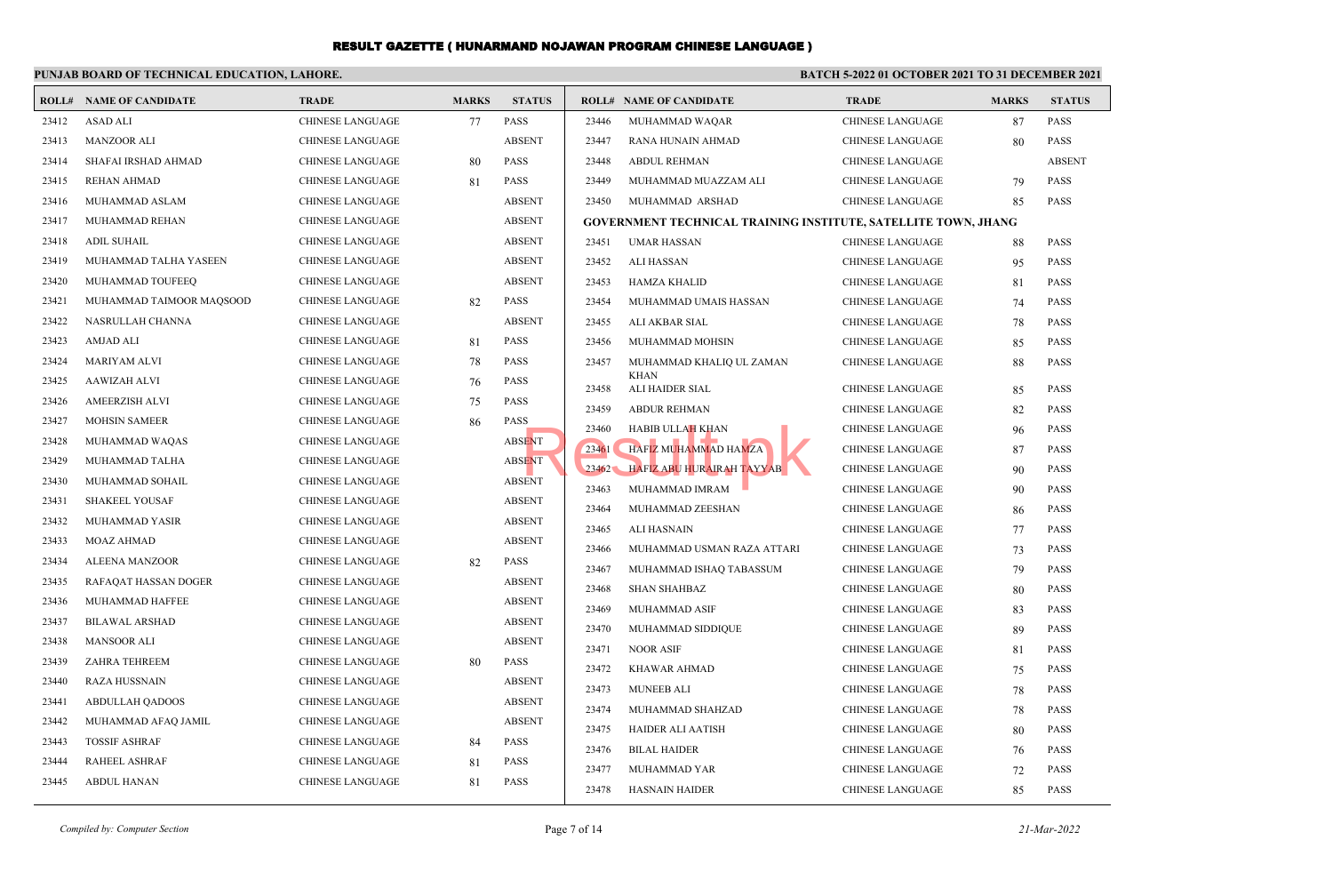# RESULT GAZETTE ( HUNARMAND NOJAWAN PROGRAM CHINESE LANGUAGE )

**PUNJAB BOARD OF TECHNICAL EDUCATION, LAHORE.**

**BATCH 5-2022 01 OCTOBER 2021 TO 31 DECEMBER 2021**

| ROLL# | NAME OF CANDIDATE | TRADE | MARKS | STATUS |
|---|---|---|---|---|
| 23412 | ASAD ALI | CHINESE LANGUAGE | 77 | PASS |
| 23413 | MANZOOR ALI | CHINESE LANGUAGE | | ABSENT |
| 23414 | SHAFAI IRSHAD AHMAD | CHINESE LANGUAGE | 80 | PASS |
| 23415 | REHAN AHMAD | CHINESE LANGUAGE | 81 | PASS |
| 23416 | MUHAMMAD ASLAM | CHINESE LANGUAGE | | ABSENT |
| 23417 | MUHAMMAD REHAN | CHINESE LANGUAGE | | ABSENT |
| 23418 | ADIL SUHAIL | CHINESE LANGUAGE | | ABSENT |
| 23419 | MUHAMMAD TALHA YASEEN | CHINESE LANGUAGE | | ABSENT |
| 23420 | MUHAMMAD TOUFEEQ | CHINESE LANGUAGE | | ABSENT |
| 23421 | MUHAMMAD TAIMOOR MAQSOOD | CHINESE LANGUAGE | 82 | PASS |
| 23422 | NASRULLAH CHANNA | CHINESE LANGUAGE | | ABSENT |
| 23423 | AMJAD ALI | CHINESE LANGUAGE | 81 | PASS |
| 23424 | MARIYAM ALVI | CHINESE LANGUAGE | 78 | PASS |
| 23425 | AAWIZAH ALVI | CHINESE LANGUAGE | 76 | PASS |
| 23426 | AMEERZISH ALVI | CHINESE LANGUAGE | 75 | PASS |
| 23427 | MOHSIN SAMEER | CHINESE LANGUAGE | 86 | PASS |
| 23428 | MUHAMMAD WAQAS | CHINESE LANGUAGE | | ABSENT |
| 23429 | MUHAMMAD TALHA | CHINESE LANGUAGE | | ABSENT |
| 23430 | MUHAMMAD SOHAIL | CHINESE LANGUAGE | | ABSENT |
| 23431 | SHAKEEL YOUSAF | CHINESE LANGUAGE | | ABSENT |
| 23432 | MUHAMMAD YASIR | CHINESE LANGUAGE | | ABSENT |
| 23433 | MOAZ AHMAD | CHINESE LANGUAGE | | ABSENT |
| 23434 | ALEENA MANZOOR | CHINESE LANGUAGE | 82 | PASS |
| 23435 | RAFAQAT HASSAN DOGER | CHINESE LANGUAGE | | ABSENT |
| 23436 | MUHAMMAD HAFFEE | CHINESE LANGUAGE | | ABSENT |
| 23437 | BILAWAL ARSHAD | CHINESE LANGUAGE | | ABSENT |
| 23438 | MANSOOR ALI | CHINESE LANGUAGE | | ABSENT |
| 23439 | ZAHRA TEHREEM | CHINESE LANGUAGE | 80 | PASS |
| 23440 | RAZA HUSSNAIN | CHINESE LANGUAGE | | ABSENT |
| 23441 | ABDULLAH QADOOS | CHINESE LANGUAGE | | ABSENT |
| 23442 | MUHAMMAD AFAQ JAMIL | CHINESE LANGUAGE | | ABSENT |
| 23443 | TOSSIF ASHRAF | CHINESE LANGUAGE | 84 | PASS |
| 23444 | RAHEEL ASHRAF | CHINESE LANGUAGE | 81 | PASS |
| 23445 | ABDUL HANAN | CHINESE LANGUAGE | 81 | PASS |
| 23446 | MUHAMMAD WAQAR | CHINESE LANGUAGE | 87 | PASS |
| 23447 | RANA HUNAIN AHMAD | CHINESE LANGUAGE | 80 | PASS |
| 23448 | ABDUL REHMAN | CHINESE LANGUAGE | | ABSENT |
| 23449 | MUHAMMAD MUAZZAM ALI | CHINESE LANGUAGE | 79 | PASS |
| 23450 | MUHAMMAD ARSHAD | CHINESE LANGUAGE | 85 | PASS |

**GOVERNMENT TECHNICAL TRAINING INSTITUTE, SATELLITE TOWN, JHANG**

| ROLL# | NAME OF CANDIDATE | TRADE | MARKS | STATUS |
|---|---|---|---|---|
| 23451 | UMAR HASSAN | CHINESE LANGUAGE | 88 | PASS |
| 23452 | ALI HASSAN | CHINESE LANGUAGE | 95 | PASS |
| 23453 | HAMZA KHALID | CHINESE LANGUAGE | 81 | PASS |
| 23454 | MUHAMMAD UMAIS HASSAN | CHINESE LANGUAGE | 74 | PASS |
| 23455 | ALI AKBAR SIAL | CHINESE LANGUAGE | 78 | PASS |
| 23456 | MUHAMMAD MOHSIN | CHINESE LANGUAGE | 85 | PASS |
| 23457 | MUHAMMAD KHALIQ UL ZAMAN KHAN | CHINESE LANGUAGE | 88 | PASS |
| 23458 | ALI HAIDER SIAL | CHINESE LANGUAGE | 85 | PASS |
| 23459 | ABDUR REHMAN | CHINESE LANGUAGE | 82 | PASS |
| 23460 | HABIB ULLAH KHAN | CHINESE LANGUAGE | 96 | PASS |
| 23461 | HAFIZ MUHAMMAD HAMZA | CHINESE LANGUAGE | 87 | PASS |
| 23462 | HAFIZ ABU HURAIRAH TAYYAB | CHINESE LANGUAGE | 90 | PASS |
| 23463 | MUHAMMAD IMRAM | CHINESE LANGUAGE | 90 | PASS |
| 23464 | MUHAMMAD ZEESHAN | CHINESE LANGUAGE | 86 | PASS |
| 23465 | ALI HASNAIN | CHINESE LANGUAGE | 77 | PASS |
| 23466 | MUHAMMAD USMAN RAZA ATTARI | CHINESE LANGUAGE | 73 | PASS |
| 23467 | MUHAMMAD ISHAQ TABASSUM | CHINESE LANGUAGE | 79 | PASS |
| 23468 | SHAN SHAHBAZ | CHINESE LANGUAGE | 80 | PASS |
| 23469 | MUHAMMAD ASIF | CHINESE LANGUAGE | 83 | PASS |
| 23470 | MUHAMMAD SIDDIQUE | CHINESE LANGUAGE | 89 | PASS |
| 23471 | NOOR ASIF | CHINESE LANGUAGE | 81 | PASS |
| 23472 | KHAWAR AHMAD | CHINESE LANGUAGE | 75 | PASS |
| 23473 | MUNEEB ALI | CHINESE LANGUAGE | 78 | PASS |
| 23474 | MUHAMMAD SHAHZAD | CHINESE LANGUAGE | 78 | PASS |
| 23475 | HAIDER ALI AATISH | CHINESE LANGUAGE | 80 | PASS |
| 23476 | BILAL HAIDER | CHINESE LANGUAGE | 76 | PASS |
| 23477 | MUHAMMAD YAR | CHINESE LANGUAGE | 72 | PASS |
| 23478 | HASNAIN HAIDER | CHINESE LANGUAGE | 85 | PASS |

*Compiled by: Computer Section*

*21-Mar-2022*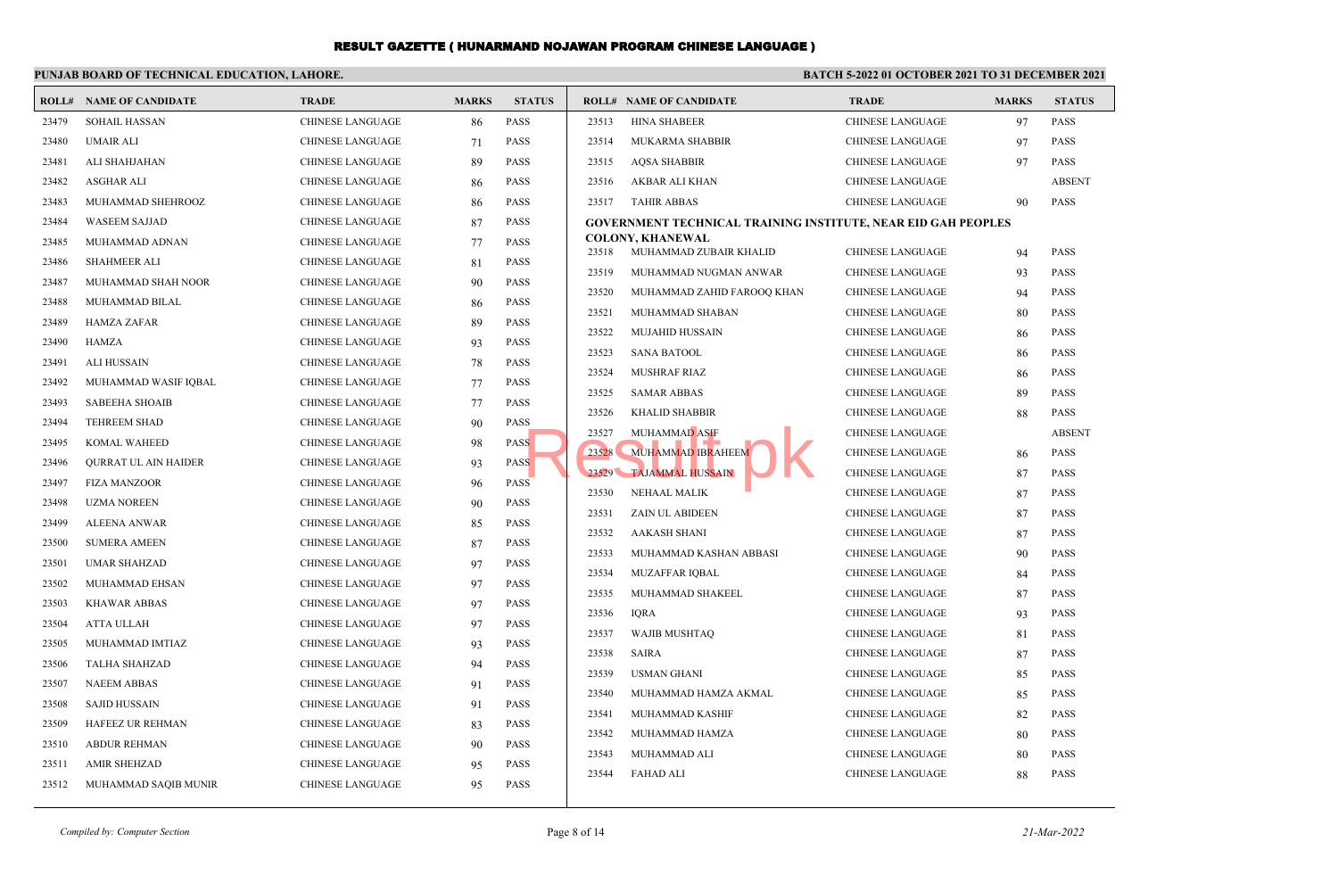# RESULT GAZETTE ( HUNARMAND NOJAWAN PROGRAM CHINESE LANGUAGE )

**PUNJAB BOARD OF TECHNICAL EDUCATION, LAHORE.**

**BATCH 5-2022 01 OCTOBER 2021 TO 31 DECEMBER 2021**

| ROLL# | NAME OF CANDIDATE | TRADE | MARKS | STATUS |
|---|---|---|---|---|
| 23479 | SOHAIL HASSAN | CHINESE LANGUAGE | 86 | PASS |
| 23480 | UMAIR ALI | CHINESE LANGUAGE | 71 | PASS |
| 23481 | ALI SHAHJAHAN | CHINESE LANGUAGE | 89 | PASS |
| 23482 | ASGHAR ALI | CHINESE LANGUAGE | 86 | PASS |
| 23483 | MUHAMMAD SHEHROOZ | CHINESE LANGUAGE | 86 | PASS |
| 23484 | WASEEM SAJJAD | CHINESE LANGUAGE | 87 | PASS |
| 23485 | MUHAMMAD ADNAN | CHINESE LANGUAGE | 77 | PASS |
| 23486 | SHAHMEER ALI | CHINESE LANGUAGE | 81 | PASS |
| 23487 | MUHAMMAD SHAH NOOR | CHINESE LANGUAGE | 90 | PASS |
| 23488 | MUHAMMAD BILAL | CHINESE LANGUAGE | 86 | PASS |
| 23489 | HAMZA ZAFAR | CHINESE LANGUAGE | 89 | PASS |
| 23490 | HAMZA | CHINESE LANGUAGE | 93 | PASS |
| 23491 | ALI HUSSAIN | CHINESE LANGUAGE | 78 | PASS |
| 23492 | MUHAMMAD WASIF IQBAL | CHINESE LANGUAGE | 77 | PASS |
| 23493 | SABEEHA SHOAIB | CHINESE LANGUAGE | 77 | PASS |
| 23494 | TEHREEM SHAD | CHINESE LANGUAGE | 90 | PASS |
| 23495 | KOMAL WAHEED | CHINESE LANGUAGE | 98 | PASS |
| 23496 | QURRAT UL AIN HAIDER | CHINESE LANGUAGE | 93 | PASS |
| 23497 | FIZA MANZOOR | CHINESE LANGUAGE | 96 | PASS |
| 23498 | UZMA NOREEN | CHINESE LANGUAGE | 90 | PASS |
| 23499 | ALEENA ANWAR | CHINESE LANGUAGE | 85 | PASS |
| 23500 | SUMERA AMEEN | CHINESE LANGUAGE | 87 | PASS |
| 23501 | UMAR SHAHZAD | CHINESE LANGUAGE | 97 | PASS |
| 23502 | MUHAMMAD EHSAN | CHINESE LANGUAGE | 97 | PASS |
| 23503 | KHAWAR ABBAS | CHINESE LANGUAGE | 97 | PASS |
| 23504 | ATTA ULLAH | CHINESE LANGUAGE | 97 | PASS |
| 23505 | MUHAMMAD IMTIAZ | CHINESE LANGUAGE | 93 | PASS |
| 23506 | TALHA SHAHZAD | CHINESE LANGUAGE | 94 | PASS |
| 23507 | NAEEM ABBAS | CHINESE LANGUAGE | 91 | PASS |
| 23508 | SAJID HUSSAIN | CHINESE LANGUAGE | 91 | PASS |
| 23509 | HAFEEZ UR REHMAN | CHINESE LANGUAGE | 83 | PASS |
| 23510 | ABDUR REHMAN | CHINESE LANGUAGE | 90 | PASS |
| 23511 | AMIR SHEHZAD | CHINESE LANGUAGE | 95 | PASS |
| 23512 | MUHAMMAD SAQIB MUNIR | CHINESE LANGUAGE | 95 | PASS |
| 23513 | HINA SHABEER | CHINESE LANGUAGE | 97 | PASS |
| 23514 | MUKARMA SHABBIR | CHINESE LANGUAGE | 97 | PASS |
| 23515 | AQSA SHABBIR | CHINESE LANGUAGE | 97 | PASS |
| 23516 | AKBAR ALI KHAN | CHINESE LANGUAGE | | ABSENT |
| 23517 | TAHIR ABBAS | CHINESE LANGUAGE | 90 | PASS |

**GOVERNMENT TECHNICAL TRAINING INSTITUTE, NEAR EID GAH PEOPLES COLONY, KHANEWAL**

| ROLL# | NAME OF CANDIDATE | TRADE | MARKS | STATUS |
|---|---|---|---|---|
| 23518 | MUHAMMAD ZUBAIR KHALID | CHINESE LANGUAGE | 94 | PASS |
| 23519 | MUHAMMAD NUGMAN ANWAR | CHINESE LANGUAGE | 93 | PASS |
| 23520 | MUHAMMAD ZAHID FAROOQ KHAN | CHINESE LANGUAGE | 94 | PASS |
| 23521 | MUHAMMAD SHABAN | CHINESE LANGUAGE | 80 | PASS |
| 23522 | MUJAHID HUSSAIN | CHINESE LANGUAGE | 86 | PASS |
| 23523 | SANA BATOOL | CHINESE LANGUAGE | 86 | PASS |
| 23524 | MUSHRAF RIAZ | CHINESE LANGUAGE | 86 | PASS |
| 23525 | SAMAR ABBAS | CHINESE LANGUAGE | 89 | PASS |
| 23526 | KHALID SHABBIR | CHINESE LANGUAGE | 88 | PASS |
| 23527 | MUHAMMAD ASIF | CHINESE LANGUAGE | | ABSENT |
| 23528 | MUHAMMAD IBRAHEEM | CHINESE LANGUAGE | 86 | PASS |
| 23529 | TAJAMMAL HUSSAIN | CHINESE LANGUAGE | 87 | PASS |
| 23530 | NEHAAL MALIK | CHINESE LANGUAGE | 87 | PASS |
| 23531 | ZAIN UL ABIDEEN | CHINESE LANGUAGE | 87 | PASS |
| 23532 | AAKASH SHANI | CHINESE LANGUAGE | 87 | PASS |
| 23533 | MUHAMMAD KASHAN ABBASI | CHINESE LANGUAGE | 90 | PASS |
| 23534 | MUZAFFAR IQBAL | CHINESE LANGUAGE | 84 | PASS |
| 23535 | MUHAMMAD SHAKEEL | CHINESE LANGUAGE | 87 | PASS |
| 23536 | IQRA | CHINESE LANGUAGE | 93 | PASS |
| 23537 | WAJIB MUSHTAQ | CHINESE LANGUAGE | 81 | PASS |
| 23538 | SAIRA | CHINESE LANGUAGE | 87 | PASS |
| 23539 | USMAN GHANI | CHINESE LANGUAGE | 85 | PASS |
| 23540 | MUHAMMAD HAMZA AKMAL | CHINESE LANGUAGE | 85 | PASS |
| 23541 | MUHAMMAD KASHIF | CHINESE LANGUAGE | 82 | PASS |
| 23542 | MUHAMMAD HAMZA | CHINESE LANGUAGE | 80 | PASS |
| 23543 | MUHAMMAD ALI | CHINESE LANGUAGE | 80 | PASS |
| 23544 | FAHAD ALI | CHINESE LANGUAGE | 88 | PASS |

*Compiled by: Computer Section*

*21-Mar-2022*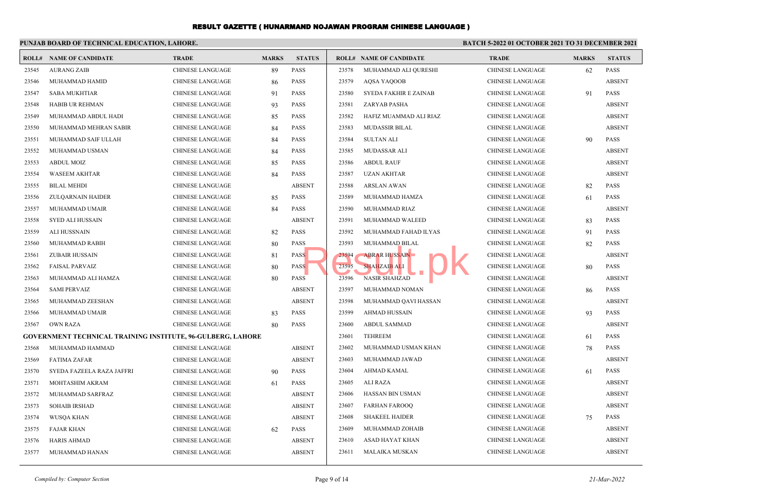# RESULT GAZETTE ( HUNARMAND NOJAWAN PROGRAM CHINESE LANGUAGE )

**PUNJAB BOARD OF TECHNICAL EDUCATION, LAHORE.**

**BATCH 5-2022 01 OCTOBER 2021 TO 31 DECEMBER 2021**

| ROLL# | NAME OF CANDIDATE | TRADE | MARKS | STATUS |
|---|---|---|---|---|
| 23545 | AURANG ZAIB | CHINESE LANGUAGE | 89 | PASS |
| 23546 | MUHAMMAD HAMID | CHINESE LANGUAGE | 86 | PASS |
| 23547 | SABA MUKHTIAR | CHINESE LANGUAGE | 91 | PASS |
| 23548 | HABIB UR REHMAN | CHINESE LANGUAGE | 93 | PASS |
| 23549 | MUHAMMAD ABDUL HADI | CHINESE LANGUAGE | 85 | PASS |
| 23550 | MUHAMMAD MEHRAN SABIR | CHINESE LANGUAGE | 84 | PASS |
| 23551 | MUHAMMAD SAIF ULLAH | CHINESE LANGUAGE | 84 | PASS |
| 23552 | MUHAMMAD USMAN | CHINESE LANGUAGE | 84 | PASS |
| 23553 | ABDUL MOIZ | CHINESE LANGUAGE | 85 | PASS |
| 23554 | WASEEM AKHTAR | CHINESE LANGUAGE | 84 | PASS |
| 23555 | BILAL MEHDI | CHINESE LANGUAGE | | ABSENT |
| 23556 | ZULQARNAIN HAIDER | CHINESE LANGUAGE | 85 | PASS |
| 23557 | MUHAMMAD UMAIR | CHINESE LANGUAGE | 84 | PASS |
| 23558 | SYED ALI HUSSAIN | CHINESE LANGUAGE | | ABSENT |
| 23559 | ALI HUSSNAIN | CHINESE LANGUAGE | 82 | PASS |
| 23560 | MUHAMMAD RABIH | CHINESE LANGUAGE | 80 | PASS |
| 23561 | ZUBAIR HUSSAIN | CHINESE LANGUAGE | 81 | PASS |
| 23562 | FAISAL PARVAIZ | CHINESE LANGUAGE | 80 | PASS |
| 23563 | MUHAMMAD ALI HAMZA | CHINESE LANGUAGE | 80 | PASS |
| 23564 | SAMI PERVAIZ | CHINESE LANGUAGE | | ABSENT |
| 23565 | MUHAMMAD ZEESHAN | CHINESE LANGUAGE | | ABSENT |
| 23566 | MUHAMMAD UMAIR | CHINESE LANGUAGE | 83 | PASS |
| 23567 | OWN RAZA | CHINESE LANGUAGE | 80 | PASS |
| **GOVERNMENT TECHNICAL TRAINING INSTITUTE, 96-GULBERG, LAHORE** | | | | |
| 23568 | MUHAMMAD HAMMAD | CHINESE LANGUAGE | | ABSENT |
| 23569 | FATIMA ZAFAR | CHINESE LANGUAGE | | ABSENT |
| 23570 | SYEDA FAZEELA RAZA JAFFRI | CHINESE LANGUAGE | 90 | PASS |
| 23571 | MOHTASHIM AKRAM | CHINESE LANGUAGE | 61 | PASS |
| 23572 | MUHAMMAD SARFRAZ | CHINESE LANGUAGE | | ABSENT |
| 23573 | SOHAIB IRSHAD | CHINESE LANGUAGE | | ABSENT |
| 23574 | WUSQA KHAN | CHINESE LANGUAGE | | ABSENT |
| 23575 | FAJAR KHAN | CHINESE LANGUAGE | 62 | PASS |
| 23576 | HARIS AHMAD | CHINESE LANGUAGE | | ABSENT |
| 23577 | MUHAMMAD HANAN | CHINESE LANGUAGE | | ABSENT |
| 23578 | MUHAMMAD ALI QURESHI | CHINESE LANGUAGE | 62 | PASS |
| 23579 | AQSA YAQOOB | CHINESE LANGUAGE | | ABSENT |
| 23580 | SYEDA FAKHIR E ZAINAB | CHINESE LANGUAGE | 91 | PASS |
| 23581 | ZARYAB PASHA | CHINESE LANGUAGE | | ABSENT |
| 23582 | HAFIZ MUAMMAD ALI RIAZ | CHINESE LANGUAGE | | ABSENT |
| 23583 | MUDASSIR BILAL | CHINESE LANGUAGE | | ABSENT |
| 23584 | SULTAN ALI | CHINESE LANGUAGE | 90 | PASS |
| 23585 | MUDASSAR ALI | CHINESE LANGUAGE | | ABSENT |
| 23586 | ABDUL RAUF | CHINESE LANGUAGE | | ABSENT |
| 23587 | UZAN AKHTAR | CHINESE LANGUAGE | | ABSENT |
| 23588 | ARSLAN AWAN | CHINESE LANGUAGE | 82 | PASS |
| 23589 | MUHAMMAD HAMZA | CHINESE LANGUAGE | 61 | PASS |
| 23590 | MUHAMMAD RIAZ | CHINESE LANGUAGE | | ABSENT |
| 23591 | MUHAMMAD WALEED | CHINESE LANGUAGE | 83 | PASS |
| 23592 | MUHAMMAD FAHAD ILYAS | CHINESE LANGUAGE | 91 | PASS |
| 23593 | MUHAMMAD BILAL | CHINESE LANGUAGE | 82 | PASS |
| 23594 | ABRAR HUSSAIN | CHINESE LANGUAGE | | ABSENT |
| 23595 | SHAHZAIB ALI | CHINESE LANGUAGE | 80 | PASS |
| 23596 | NASIR SHAHZAD | CHINESE LANGUAGE | | ABSENT |
| 23597 | MUHAMMAD NOMAN | CHINESE LANGUAGE | 86 | PASS |
| 23598 | MUHAMMAD QAVI HASSAN | CHINESE LANGUAGE | | ABSENT |
| 23599 | AHMAD HUSSAIN | CHINESE LANGUAGE | 93 | PASS |
| 23600 | ABDUL SAMMAD | CHINESE LANGUAGE | | ABSENT |
| 23601 | TEHREEM | CHINESE LANGUAGE | 61 | PASS |
| 23602 | MUHAMMAD USMAN KHAN | CHINESE LANGUAGE | 78 | PASS |
| 23603 | MUHAMMAD JAWAD | CHINESE LANGUAGE | | ABSENT |
| 23604 | AHMAD KAMAL | CHINESE LANGUAGE | 61 | PASS |
| 23605 | ALI RAZA | CHINESE LANGUAGE | | ABSENT |
| 23606 | HASSAN BIN USMAN | CHINESE LANGUAGE | | ABSENT |
| 23607 | FARHAN FAROOQ | CHINESE LANGUAGE | | ABSENT |
| 23608 | SHAKEEL HAIDER | CHINESE LANGUAGE | 75 | PASS |
| 23609 | MUHAMMAD ZOHAIB | CHINESE LANGUAGE | | ABSENT |
| 23610 | ASAD HAYAT KHAN | CHINESE LANGUAGE | | ABSENT |
| 23611 | MALAIKA MUSKAN | CHINESE LANGUAGE | | ABSENT |

*Compiled by: Computer Section*

*21-Mar-2022*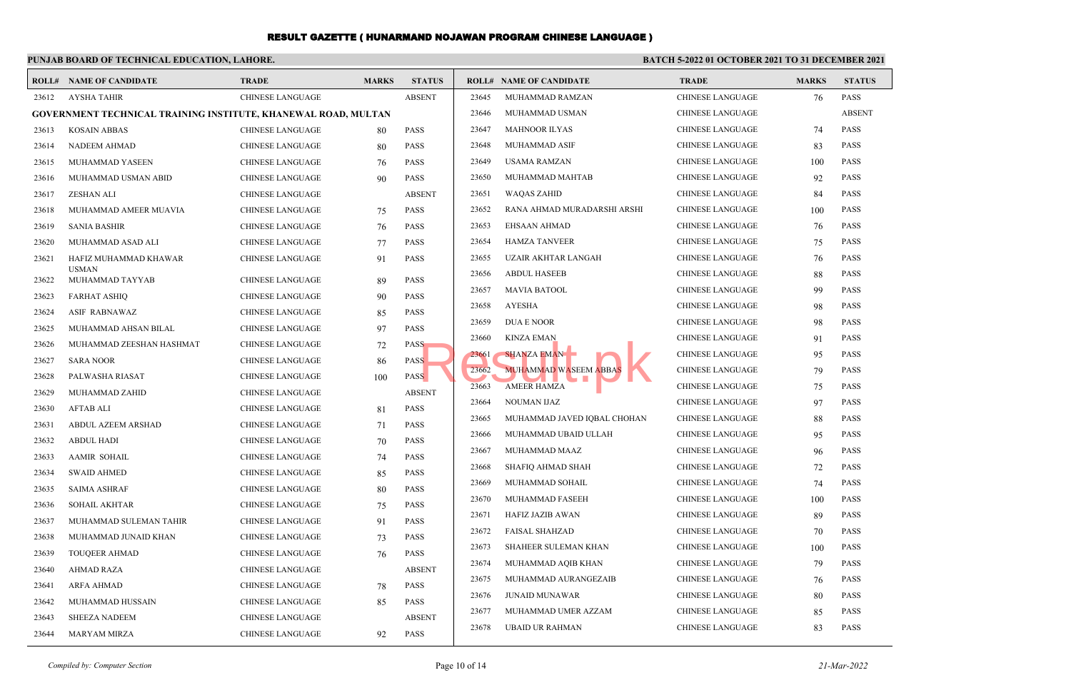# RESULT GAZETTE ( HUNARMAND NOJAWAN PROGRAM CHINESE LANGUAGE )

**PUNJAB BOARD OF TECHNICAL EDUCATION, LAHORE.**

**BATCH 5-2022 01 OCTOBER 2021 TO 31 DECEMBER 2021**

| ROLL# | NAME OF CANDIDATE | TRADE | MARKS | STATUS |
|---|---|---|---|---|
| 23612 | AYSHA TAHIR | CHINESE LANGUAGE | | ABSENT |
| **GOVERNMENT TECHNICAL TRAINING INSTITUTE, KHANEWAL ROAD, MULTAN** | | | | |
| 23613 | KOSAIN ABBAS | CHINESE LANGUAGE | 80 | PASS |
| 23614 | NADEEM AHMAD | CHINESE LANGUAGE | 80 | PASS |
| 23615 | MUHAMMAD YASEEN | CHINESE LANGUAGE | 76 | PASS |
| 23616 | MUHAMMAD USMAN ABID | CHINESE LANGUAGE | 90 | PASS |
| 23617 | ZESHAN ALI | CHINESE LANGUAGE | | ABSENT |
| 23618 | MUHAMMAD AMEER MUAVIA | CHINESE LANGUAGE | 75 | PASS |
| 23619 | SANIA BASHIR | CHINESE LANGUAGE | 76 | PASS |
| 23620 | MUHAMMAD ASAD ALI | CHINESE LANGUAGE | 77 | PASS |
| 23621 | HAFIZ MUHAMMAD KHAWAR USMAN | CHINESE LANGUAGE | 91 | PASS |
| 23622 | MUHAMMAD TAYYAB | CHINESE LANGUAGE | 89 | PASS |
| 23623 | FARHAT ASHIQ | CHINESE LANGUAGE | 90 | PASS |
| 23624 | ASIF RABNAWAZ | CHINESE LANGUAGE | 85 | PASS |
| 23625 | MUHAMMAD AHSAN BILAL | CHINESE LANGUAGE | 97 | PASS |
| 23626 | MUHAMMAD ZEESHAN HASHMAT | CHINESE LANGUAGE | 72 | PASS |
| 23627 | SARA NOOR | CHINESE LANGUAGE | 86 | PASS |
| 23628 | PALWASHA RIASAT | CHINESE LANGUAGE | 100 | PASS |
| 23629 | MUHAMMAD ZAHID | CHINESE LANGUAGE | | ABSENT |
| 23630 | AFTAB ALI | CHINESE LANGUAGE | 81 | PASS |
| 23631 | ABDUL AZEEM ARSHAD | CHINESE LANGUAGE | 71 | PASS |
| 23632 | ABDUL HADI | CHINESE LANGUAGE | 70 | PASS |
| 23633 | AAMIR SOHAIL | CHINESE LANGUAGE | 74 | PASS |
| 23634 | SWAID AHMED | CHINESE LANGUAGE | 85 | PASS |
| 23635 | SAIMA ASHRAF | CHINESE LANGUAGE | 80 | PASS |
| 23636 | SOHAIL AKHTAR | CHINESE LANGUAGE | 75 | PASS |
| 23637 | MUHAMMAD SULEMAN TAHIR | CHINESE LANGUAGE | 91 | PASS |
| 23638 | MUHAMMAD JUNAID KHAN | CHINESE LANGUAGE | 73 | PASS |
| 23639 | TOUQEER AHMAD | CHINESE LANGUAGE | 76 | PASS |
| 23640 | AHMAD RAZA | CHINESE LANGUAGE | | ABSENT |
| 23641 | ARFA AHMAD | CHINESE LANGUAGE | 78 | PASS |
| 23642 | MUHAMMAD HUSSAIN | CHINESE LANGUAGE | 85 | PASS |
| 23643 | SHEEZA NADEEM | CHINESE LANGUAGE | | ABSENT |
| 23644 | MARYAM MIRZA | CHINESE LANGUAGE | 92 | PASS |
| 23645 | MUHAMMAD RAMZAN | CHINESE LANGUAGE | 76 | PASS |
| 23646 | MUHAMMAD USMAN | CHINESE LANGUAGE | | ABSENT |
| 23647 | MAHNOOR ILYAS | CHINESE LANGUAGE | 74 | PASS |
| 23648 | MUHAMMAD ASIF | CHINESE LANGUAGE | 83 | PASS |
| 23649 | USAMA RAMZAN | CHINESE LANGUAGE | 100 | PASS |
| 23650 | MUHAMMAD MAHTAB | CHINESE LANGUAGE | 92 | PASS |
| 23651 | WAQAS ZAHID | CHINESE LANGUAGE | 84 | PASS |
| 23652 | RANA AHMAD MURADARSHI ARSHI | CHINESE LANGUAGE | 100 | PASS |
| 23653 | EHSAAN AHMAD | CHINESE LANGUAGE | 76 | PASS |
| 23654 | HAMZA TANVEER | CHINESE LANGUAGE | 75 | PASS |
| 23655 | UZAIR AKHTAR LANGAH | CHINESE LANGUAGE | 76 | PASS |
| 23656 | ABDUL HASEEB | CHINESE LANGUAGE | 88 | PASS |
| 23657 | MAVIA BATOOL | CHINESE LANGUAGE | 99 | PASS |
| 23658 | AYESHA | CHINESE LANGUAGE | 98 | PASS |
| 23659 | DUA E NOOR | CHINESE LANGUAGE | 98 | PASS |
| 23660 | KINZA EMAN | CHINESE LANGUAGE | 91 | PASS |
| 23661 | SHANZA EMAN | CHINESE LANGUAGE | 95 | PASS |
| 23662 | MUHAMMAD WASEEM ABBAS | CHINESE LANGUAGE | 79 | PASS |
| 23663 | AMEER HAMZA | CHINESE LANGUAGE | 75 | PASS |
| 23664 | NOUMAN IJAZ | CHINESE LANGUAGE | 97 | PASS |
| 23665 | MUHAMMAD JAVED IQBAL CHOHAN | CHINESE LANGUAGE | 88 | PASS |
| 23666 | MUHAMMAD UBAID ULLAH | CHINESE LANGUAGE | 95 | PASS |
| 23667 | MUHAMMAD MAAZ | CHINESE LANGUAGE | 96 | PASS |
| 23668 | SHAFIQ AHMAD SHAH | CHINESE LANGUAGE | 72 | PASS |
| 23669 | MUHAMMAD SOHAIL | CHINESE LANGUAGE | 74 | PASS |
| 23670 | MUHAMMAD FASEEH | CHINESE LANGUAGE | 100 | PASS |
| 23671 | HAFIZ JAZIB AWAN | CHINESE LANGUAGE | 89 | PASS |
| 23672 | FAISAL SHAHZAD | CHINESE LANGUAGE | 70 | PASS |
| 23673 | SHAHEER SULEMAN KHAN | CHINESE LANGUAGE | 100 | PASS |
| 23674 | MUHAMMAD AQIB KHAN | CHINESE LANGUAGE | 79 | PASS |
| 23675 | MUHAMMAD AURANGEZAIB | CHINESE LANGUAGE | 76 | PASS |
| 23676 | JUNAID MUNAWAR | CHINESE LANGUAGE | 80 | PASS |
| 23677 | MUHAMMAD UMER AZZAM | CHINESE LANGUAGE | 85 | PASS |
| 23678 | UBAID UR RAHMAN | CHINESE LANGUAGE | 83 | PASS |

*Compiled by: Computer Section*

*21-Mar-2022*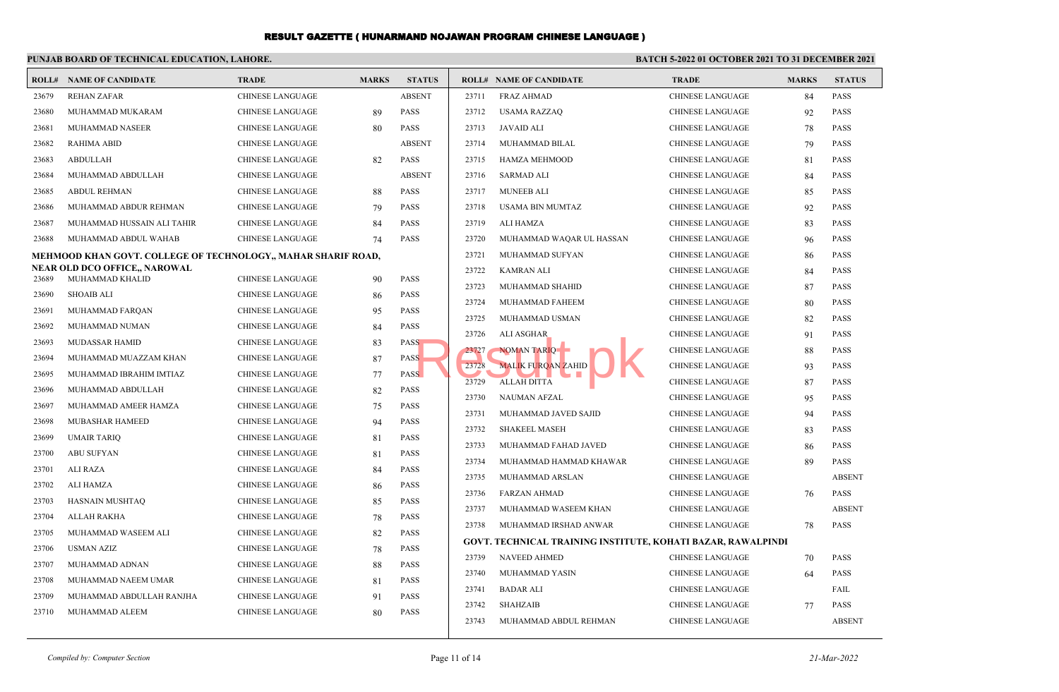# RESULT GAZETTE ( HUNARMAND NOJAWAN PROGRAM CHINESE LANGUAGE )

**PUNJAB BOARD OF TECHNICAL EDUCATION, LAHORE.**

**BATCH 5-2022 01 OCTOBER 2021 TO 31 DECEMBER 2021**

| ROLL# | NAME OF CANDIDATE | TRADE | MARKS | STATUS |
|---|---|---|---|---|
| 23679 | REHAN ZAFAR | CHINESE LANGUAGE | | ABSENT |
| 23680 | MUHAMMAD MUKARAM | CHINESE LANGUAGE | 89 | PASS |
| 23681 | MUHAMMAD NASEER | CHINESE LANGUAGE | 80 | PASS |
| 23682 | RAHIMA ABID | CHINESE LANGUAGE | | ABSENT |
| 23683 | ABDULLAH | CHINESE LANGUAGE | 82 | PASS |
| 23684 | MUHAMMAD ABDULLAH | CHINESE LANGUAGE | | ABSENT |
| 23685 | ABDUL REHMAN | CHINESE LANGUAGE | 88 | PASS |
| 23686 | MUHAMMAD ABDUR REHMAN | CHINESE LANGUAGE | 79 | PASS |
| 23687 | MUHAMMAD HUSSAIN ALI TAHIR | CHINESE LANGUAGE | 84 | PASS |
| 23688 | MUHAMMAD ABDUL WAHAB | CHINESE LANGUAGE | 74 | PASS |

**MEHMOOD KHAN GOVT. COLLEGE OF TECHNOLOGY,, MAHAR SHARIF ROAD, NEAR OLD DCO OFFICE,, NAROWAL**

| ROLL# | NAME OF CANDIDATE | TRADE | MARKS | STATUS |
|---|---|---|---|---|
| 23689 | MUHAMMAD KHALID | CHINESE LANGUAGE | 90 | PASS |
| 23690 | SHOAIB ALI | CHINESE LANGUAGE | 86 | PASS |
| 23691 | MUHAMMAD FARQAN | CHINESE LANGUAGE | 95 | PASS |
| 23692 | MUHAMMAD NUMAN | CHINESE LANGUAGE | 84 | PASS |
| 23693 | MUDASSAR HAMID | CHINESE LANGUAGE | 83 | PASS |
| 23694 | MUHAMMAD MUAZZAM KHAN | CHINESE LANGUAGE | 87 | PASS |
| 23695 | MUHAMMAD IBRAHIM IMTIAZ | CHINESE LANGUAGE | 77 | PASS |
| 23696 | MUHAMMAD ABDULLAH | CHINESE LANGUAGE | 82 | PASS |
| 23697 | MUHAMMAD AMEER HAMZA | CHINESE LANGUAGE | 75 | PASS |
| 23698 | MUBASHAR HAMEED | CHINESE LANGUAGE | 94 | PASS |
| 23699 | UMAIR TARIQ | CHINESE LANGUAGE | 81 | PASS |
| 23700 | ABU SUFYAN | CHINESE LANGUAGE | 81 | PASS |
| 23701 | ALI RAZA | CHINESE LANGUAGE | 84 | PASS |
| 23702 | ALI HAMZA | CHINESE LANGUAGE | 86 | PASS |
| 23703 | HASNAIN MUSHTAQ | CHINESE LANGUAGE | 85 | PASS |
| 23704 | ALLAH RAKHA | CHINESE LANGUAGE | 78 | PASS |
| 23705 | MUHAMMAD WASEEM ALI | CHINESE LANGUAGE | 82 | PASS |
| 23706 | USMAN AZIZ | CHINESE LANGUAGE | 78 | PASS |
| 23707 | MUHAMMAD ADNAN | CHINESE LANGUAGE | 88 | PASS |
| 23708 | MUHAMMAD NAEEM UMAR | CHINESE LANGUAGE | 81 | PASS |
| 23709 | MUHAMMAD ABDULLAH RANJHA | CHINESE LANGUAGE | 91 | PASS |
| 23710 | MUHAMMAD ALEEM | CHINESE LANGUAGE | 80 | PASS |
| 23711 | FRAZ AHMAD | CHINESE LANGUAGE | 84 | PASS |
| 23712 | USAMA RAZZAQ | CHINESE LANGUAGE | 92 | PASS |
| 23713 | JAVAID ALI | CHINESE LANGUAGE | 78 | PASS |
| 23714 | MUHAMMAD BILAL | CHINESE LANGUAGE | 79 | PASS |
| 23715 | HAMZA MEHMOOD | CHINESE LANGUAGE | 81 | PASS |
| 23716 | SARMAD ALI | CHINESE LANGUAGE | 84 | PASS |
| 23717 | MUNEEB ALI | CHINESE LANGUAGE | 85 | PASS |
| 23718 | USAMA BIN MUMTAZ | CHINESE LANGUAGE | 92 | PASS |
| 23719 | ALI HAMZA | CHINESE LANGUAGE | 83 | PASS |
| 23720 | MUHAMMAD WAQAR UL HASSAN | CHINESE LANGUAGE | 96 | PASS |
| 23721 | MUHAMMAD SUFYAN | CHINESE LANGUAGE | 86 | PASS |
| 23722 | KAMRAN ALI | CHINESE LANGUAGE | 84 | PASS |
| 23723 | MUHAMMAD SHAHID | CHINESE LANGUAGE | 87 | PASS |
| 23724 | MUHAMMAD FAHEEM | CHINESE LANGUAGE | 80 | PASS |
| 23725 | MUHAMMAD USMAN | CHINESE LANGUAGE | 82 | PASS |
| 23726 | ALI ASGHAR | CHINESE LANGUAGE | 91 | PASS |
| 23727 | NOMAN TARIQ | CHINESE LANGUAGE | 88 | PASS |
| 23728 | MALIK FURQAN ZAHID | CHINESE LANGUAGE | 93 | PASS |
| 23729 | ALLAH DITTA | CHINESE LANGUAGE | 87 | PASS |
| 23730 | NAUMAN AFZAL | CHINESE LANGUAGE | 95 | PASS |
| 23731 | MUHAMMAD JAVED SAJID | CHINESE LANGUAGE | 94 | PASS |
| 23732 | SHAKEEL MASEH | CHINESE LANGUAGE | 83 | PASS |
| 23733 | MUHAMMAD FAHAD JAVED | CHINESE LANGUAGE | 86 | PASS |
| 23734 | MUHAMMAD HAMMAD KHAWAR | CHINESE LANGUAGE | 89 | PASS |
| 23735 | MUHAMMAD ARSLAN | CHINESE LANGUAGE | | ABSENT |
| 23736 | FARZAN AHMAD | CHINESE LANGUAGE | 76 | PASS |
| 23737 | MUHAMMAD WASEEM KHAN | CHINESE LANGUAGE | | ABSENT |
| 23738 | MUHAMMAD IRSHAD ANWAR | CHINESE LANGUAGE | 78 | PASS |

**GOVT. TECHNICAL TRAINING INSTITUTE, KOHATI BAZAR, RAWALPINDI**

| ROLL# | NAME OF CANDIDATE | TRADE | MARKS | STATUS |
|---|---|---|---|---|
| 23739 | NAVEED AHMED | CHINESE LANGUAGE | 70 | PASS |
| 23740 | MUHAMMAD YASIN | CHINESE LANGUAGE | 64 | PASS |
| 23741 | BADAR ALI | CHINESE LANGUAGE | | FAIL |
| 23742 | SHAHZAIB | CHINESE LANGUAGE | 77 | PASS |
| 23743 | MUHAMMAD ABDUL REHMAN | CHINESE LANGUAGE | | ABSENT |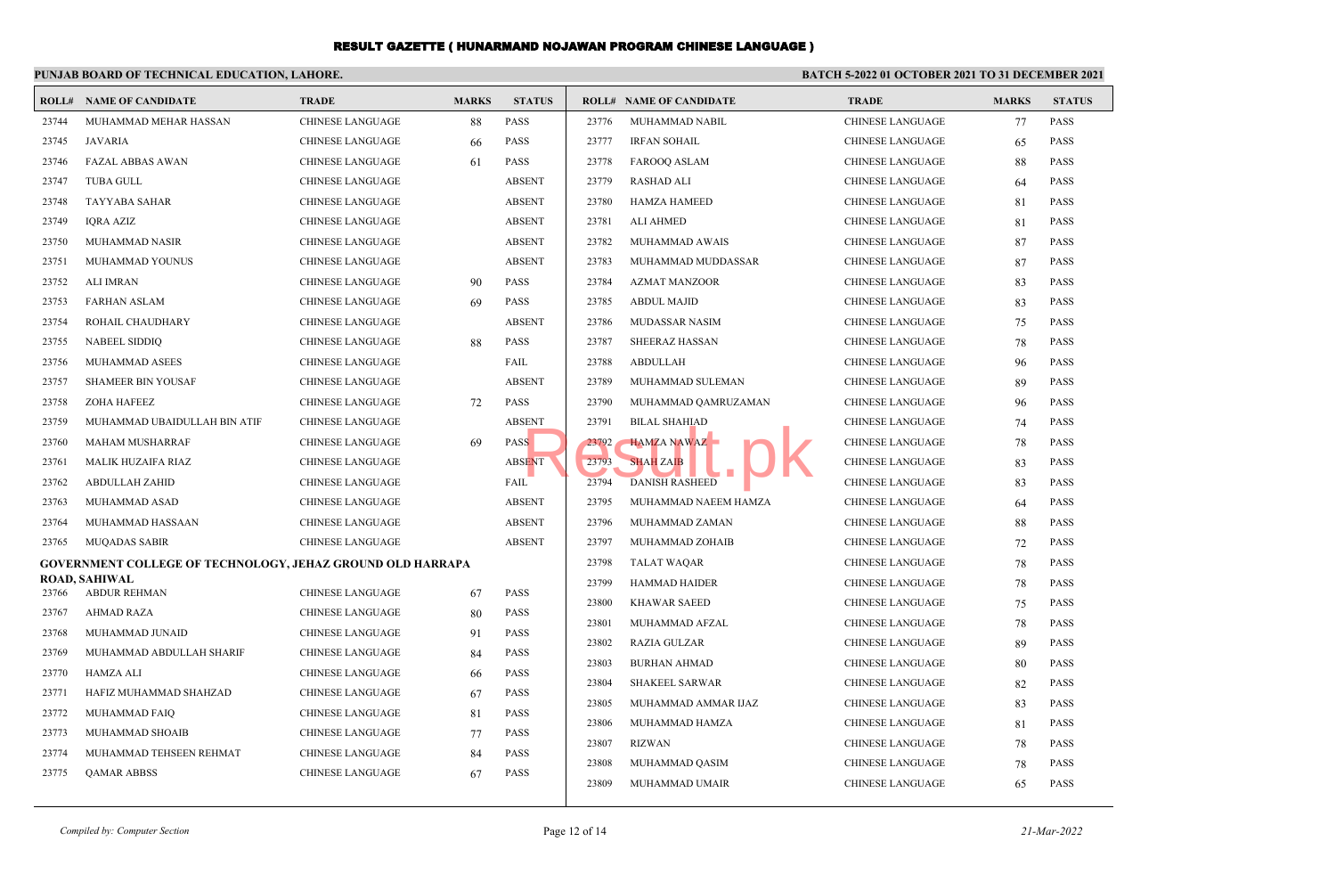# RESULT GAZETTE ( HUNARMAND NOJAWAN PROGRAM CHINESE LANGUAGE )

**PUNJAB BOARD OF TECHNICAL EDUCATION, LAHORE.**

**BATCH 5-2022 01 OCTOBER 2021 TO 31 DECEMBER 2021**

| ROLL# | NAME OF CANDIDATE | TRADE | MARKS | STATUS |
|---|---|---|---|---|
| 23744 | MUHAMMAD MEHAR HASSAN | CHINESE LANGUAGE | 88 | PASS |
| 23745 | JAVARIA | CHINESE LANGUAGE | 66 | PASS |
| 23746 | FAZAL ABBAS AWAN | CHINESE LANGUAGE | 61 | PASS |
| 23747 | TUBA GULL | CHINESE LANGUAGE | | ABSENT |
| 23748 | TAYYABA SAHAR | CHINESE LANGUAGE | | ABSENT |
| 23749 | IQRA AZIZ | CHINESE LANGUAGE | | ABSENT |
| 23750 | MUHAMMAD NASIR | CHINESE LANGUAGE | | ABSENT |
| 23751 | MUHAMMAD YOUNUS | CHINESE LANGUAGE | | ABSENT |
| 23752 | ALI IMRAN | CHINESE LANGUAGE | 90 | PASS |
| 23753 | FARHAN ASLAM | CHINESE LANGUAGE | 69 | PASS |
| 23754 | ROHAIL CHAUDHARY | CHINESE LANGUAGE | | ABSENT |
| 23755 | NABEEL SIDDIQ | CHINESE LANGUAGE | 88 | PASS |
| 23756 | MUHAMMAD ASEES | CHINESE LANGUAGE | | FAIL |
| 23757 | SHAMEER BIN YOUSAF | CHINESE LANGUAGE | | ABSENT |
| 23758 | ZOHA HAFEEZ | CHINESE LANGUAGE | 72 | PASS |
| 23759 | MUHAMMAD UBAIDULLAH BIN ATIF | CHINESE LANGUAGE | | ABSENT |
| 23760 | MAHAM MUSHARRAF | CHINESE LANGUAGE | 69 | PASS |
| 23761 | MALIK HUZAIFA RIAZ | CHINESE LANGUAGE | | ABSENT |
| 23762 | ABDULLAH ZAHID | CHINESE LANGUAGE | | FAIL |
| 23763 | MUHAMMAD ASAD | CHINESE LANGUAGE | | ABSENT |
| 23764 | MUHAMMAD HASSAAN | CHINESE LANGUAGE | | ABSENT |
| 23765 | MUQADAS SABIR | CHINESE LANGUAGE | | ABSENT |

**GOVERNMENT COLLEGE OF TECHNOLOGY, JEHAZ GROUND OLD HARRAPA ROAD, SAHIWAL**

| ROLL# | NAME OF CANDIDATE | TRADE | MARKS | STATUS |
|---|---|---|---|---|
| 23766 | ABDUR REHMAN | CHINESE LANGUAGE | 67 | PASS |
| 23767 | AHMAD RAZA | CHINESE LANGUAGE | 80 | PASS |
| 23768 | MUHAMMAD JUNAID | CHINESE LANGUAGE | 91 | PASS |
| 23769 | MUHAMMAD ABDULLAH SHARIF | CHINESE LANGUAGE | 84 | PASS |
| 23770 | HAMZA ALI | CHINESE LANGUAGE | 66 | PASS |
| 23771 | HAFIZ MUHAMMAD SHAHZAD | CHINESE LANGUAGE | 67 | PASS |
| 23772 | MUHAMMAD FAIQ | CHINESE LANGUAGE | 81 | PASS |
| 23773 | MUHAMMAD SHOAIB | CHINESE LANGUAGE | 77 | PASS |
| 23774 | MUHAMMAD TEHSEEN REHMAT | CHINESE LANGUAGE | 84 | PASS |
| 23775 | QAMAR ABBSS | CHINESE LANGUAGE | 67 | PASS |
| 23776 | MUHAMMAD NABIL | CHINESE LANGUAGE | 77 | PASS |
| 23777 | IRFAN SOHAIL | CHINESE LANGUAGE | 65 | PASS |
| 23778 | FAROOQ ASLAM | CHINESE LANGUAGE | 88 | PASS |
| 23779 | RASHAD ALI | CHINESE LANGUAGE | 64 | PASS |
| 23780 | HAMZA HAMEED | CHINESE LANGUAGE | 81 | PASS |
| 23781 | ALI AHMED | CHINESE LANGUAGE | 81 | PASS |
| 23782 | MUHAMMAD AWAIS | CHINESE LANGUAGE | 87 | PASS |
| 23783 | MUHAMMAD MUDDASSAR | CHINESE LANGUAGE | 87 | PASS |
| 23784 | AZMAT MANZOOR | CHINESE LANGUAGE | 83 | PASS |
| 23785 | ABDUL MAJID | CHINESE LANGUAGE | 83 | PASS |
| 23786 | MUDASSAR NASIM | CHINESE LANGUAGE | 75 | PASS |
| 23787 | SHEERAZ HASSAN | CHINESE LANGUAGE | 78 | PASS |
| 23788 | ABDULLAH | CHINESE LANGUAGE | 96 | PASS |
| 23789 | MUHAMMAD SULEMAN | CHINESE LANGUAGE | 89 | PASS |
| 23790 | MUHAMMAD QAMRUZAMAN | CHINESE LANGUAGE | 96 | PASS |
| 23791 | BILAL SHAHIAD | CHINESE LANGUAGE | 74 | PASS |
| 23792 | HAMZA NAWAZ | CHINESE LANGUAGE | 78 | PASS |
| 23793 | SHAH ZAIB | CHINESE LANGUAGE | 83 | PASS |
| 23794 | DANISH RASHEED | CHINESE LANGUAGE | 83 | PASS |
| 23795 | MUHAMMAD NAEEM HAMZA | CHINESE LANGUAGE | 64 | PASS |
| 23796 | MUHAMMAD ZAMAN | CHINESE LANGUAGE | 88 | PASS |
| 23797 | MUHAMMAD ZOHAIB | CHINESE LANGUAGE | 72 | PASS |
| 23798 | TALAT WAQAR | CHINESE LANGUAGE | 78 | PASS |
| 23799 | HAMMAD HAIDER | CHINESE LANGUAGE | 78 | PASS |
| 23800 | KHAWAR SAEED | CHINESE LANGUAGE | 75 | PASS |
| 23801 | MUHAMMAD AFZAL | CHINESE LANGUAGE | 78 | PASS |
| 23802 | RAZIA GULZAR | CHINESE LANGUAGE | 89 | PASS |
| 23803 | BURHAN AHMAD | CHINESE LANGUAGE | 80 | PASS |
| 23804 | SHAKEEL SARWAR | CHINESE LANGUAGE | 82 | PASS |
| 23805 | MUHAMMAD AMMAR IJAZ | CHINESE LANGUAGE | 83 | PASS |
| 23806 | MUHAMMAD HAMZA | CHINESE LANGUAGE | 81 | PASS |
| 23807 | RIZWAN | CHINESE LANGUAGE | 78 | PASS |
| 23808 | MUHAMMAD QASIM | CHINESE LANGUAGE | 78 | PASS |
| 23809 | MUHAMMAD UMAIR | CHINESE LANGUAGE | 65 | PASS |

*Compiled by: Computer Section*

*21-Mar-2022*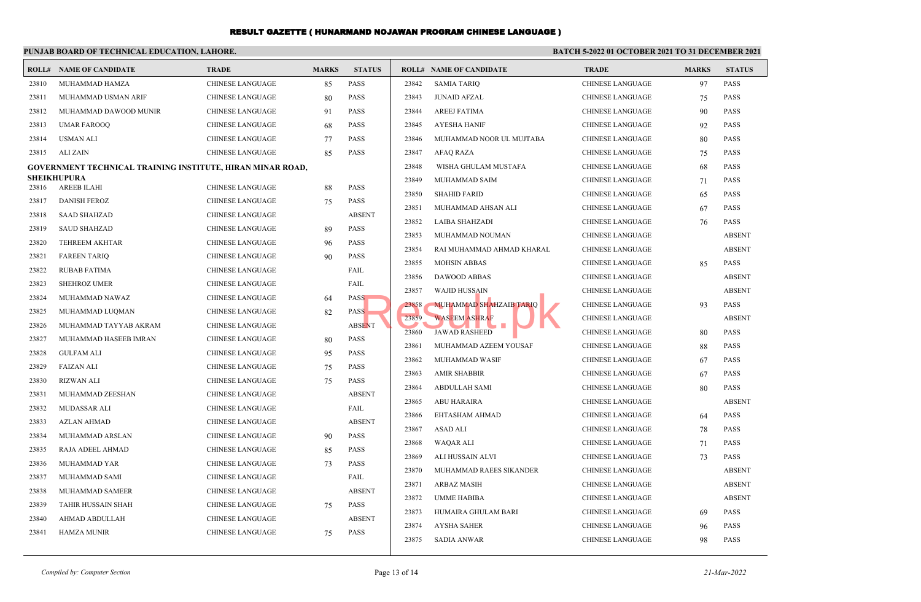# RESULT GAZETTE ( HUNARMAND NOJAWAN PROGRAM CHINESE LANGUAGE )

**PUNJAB BOARD OF TECHNICAL EDUCATION, LAHORE.**

**BATCH 5-2022 01 OCTOBER 2021 TO 31 DECEMBER 2021**

| ROLL# | NAME OF CANDIDATE | TRADE | MARKS | STATUS |
|---|---|---|---|---|
| 23810 | MUHAMMAD HAMZA | CHINESE LANGUAGE | 85 | PASS |
| 23811 | MUHAMMAD USMAN ARIF | CHINESE LANGUAGE | 80 | PASS |
| 23812 | MUHAMMAD DAWOOD MUNIR | CHINESE LANGUAGE | 91 | PASS |
| 23813 | UMAR FAROOQ | CHINESE LANGUAGE | 68 | PASS |
| 23814 | USMAN ALI | CHINESE LANGUAGE | 77 | PASS |
| 23815 | ALI ZAIN | CHINESE LANGUAGE | 85 | PASS |

**GOVERNMENT TECHNICAL TRAINING INSTITUTE, HIRAN MINAR ROAD, SHEIKHUPURA**

| ROLL# | NAME OF CANDIDATE | TRADE | MARKS | STATUS |
|---|---|---|---|---|
| 23816 | AREEB ILAHI | CHINESE LANGUAGE | 88 | PASS |
| 23817 | DANISH FEROZ | CHINESE LANGUAGE | 75 | PASS |
| 23818 | SAAD SHAHZAD | CHINESE LANGUAGE | | ABSENT |
| 23819 | SAUD SHAHZAD | CHINESE LANGUAGE | 89 | PASS |
| 23820 | TEHREEM AKHTAR | CHINESE LANGUAGE | 96 | PASS |
| 23821 | FAREEN TARIQ | CHINESE LANGUAGE | 90 | PASS |
| 23822 | RUBAB FATIMA | CHINESE LANGUAGE | | FAIL |
| 23823 | SHEHROZ UMER | CHINESE LANGUAGE | | FAIL |
| 23824 | MUHAMMAD NAWAZ | CHINESE LANGUAGE | 64 | PASS |
| 23825 | MUHAMMAD LUQMAN | CHINESE LANGUAGE | 82 | PASS |
| 23826 | MUHAMMAD TAYYAB AKRAM | CHINESE LANGUAGE | | ABSENT |
| 23827 | MUHAMMAD HASEEB IMRAN | CHINESE LANGUAGE | 80 | PASS |
| 23828 | GULFAM ALI | CHINESE LANGUAGE | 95 | PASS |
| 23829 | FAIZAN ALI | CHINESE LANGUAGE | 75 | PASS |
| 23830 | RIZWAN ALI | CHINESE LANGUAGE | 75 | PASS |
| 23831 | MUHAMMAD ZEESHAN | CHINESE LANGUAGE | | ABSENT |
| 23832 | MUDASSAR ALI | CHINESE LANGUAGE | | FAIL |
| 23833 | AZLAN AHMAD | CHINESE LANGUAGE | | ABSENT |
| 23834 | MUHAMMAD ARSLAN | CHINESE LANGUAGE | 90 | PASS |
| 23835 | RAJA ADEEL AHMAD | CHINESE LANGUAGE | 85 | PASS |
| 23836 | MUHAMMAD YAR | CHINESE LANGUAGE | 73 | PASS |
| 23837 | MUHAMMAD SAMI | CHINESE LANGUAGE | | FAIL |
| 23838 | MUHAMMAD SAMEER | CHINESE LANGUAGE | | ABSENT |
| 23839 | TAHIR HUSSAIN SHAH | CHINESE LANGUAGE | 75 | PASS |
| 23840 | AHMAD ABDULLAH | CHINESE LANGUAGE | | ABSENT |
| 23841 | HAMZA MUNIR | CHINESE LANGUAGE | 75 | PASS |
| 23842 | SAMIA TARIQ | CHINESE LANGUAGE | 97 | PASS |
| 23843 | JUNAID AFZAL | CHINESE LANGUAGE | 75 | PASS |
| 23844 | AREEJ FATIMA | CHINESE LANGUAGE | 90 | PASS |
| 23845 | AYESHA HANIF | CHINESE LANGUAGE | 92 | PASS |
| 23846 | MUHAMMAD NOOR UL MUJTABA | CHINESE LANGUAGE | 80 | PASS |
| 23847 | AFAQ RAZA | CHINESE LANGUAGE | 75 | PASS |
| 23848 | WISHA GHULAM MUSTAFA | CHINESE LANGUAGE | 68 | PASS |
| 23849 | MUHAMMAD SAIM | CHINESE LANGUAGE | 71 | PASS |
| 23850 | SHAHID FARID | CHINESE LANGUAGE | 65 | PASS |
| 23851 | MUHAMMAD AHSAN ALI | CHINESE LANGUAGE | 67 | PASS |
| 23852 | LAIBA SHAHZADI | CHINESE LANGUAGE | 76 | PASS |
| 23853 | MUHAMMAD NOUMAN | CHINESE LANGUAGE | | ABSENT |
| 23854 | RAI MUHAMMAD AHMAD KHARAL | CHINESE LANGUAGE | | ABSENT |
| 23855 | MOHSIN ABBAS | CHINESE LANGUAGE | 85 | PASS |
| 23856 | DAWOOD ABBAS | CHINESE LANGUAGE | | ABSENT |
| 23857 | WAJID HUSSAIN | CHINESE LANGUAGE | | ABSENT |
| 23858 | MUHAMMAD SHAHZAIB TARIQ | CHINESE LANGUAGE | 93 | PASS |
| 23859 | WASEEM ASHRAF | CHINESE LANGUAGE | | ABSENT |
| 23860 | JAWAD RASHEED | CHINESE LANGUAGE | 80 | PASS |
| 23861 | MUHAMMAD AZEEM YOUSAF | CHINESE LANGUAGE | 88 | PASS |
| 23862 | MUHAMMAD WASIF | CHINESE LANGUAGE | 67 | PASS |
| 23863 | AMIR SHABBIR | CHINESE LANGUAGE | 67 | PASS |
| 23864 | ABDULLAH SAMI | CHINESE LANGUAGE | 80 | PASS |
| 23865 | ABU HARAIRA | CHINESE LANGUAGE | | ABSENT |
| 23866 | EHTASHAM AHMAD | CHINESE LANGUAGE | 64 | PASS |
| 23867 | ASAD ALI | CHINESE LANGUAGE | 78 | PASS |
| 23868 | WAQAR ALI | CHINESE LANGUAGE | 71 | PASS |
| 23869 | ALI HUSSAIN ALVI | CHINESE LANGUAGE | 73 | PASS |
| 23870 | MUHAMMAD RAEES SIKANDER | CHINESE LANGUAGE | | ABSENT |
| 23871 | ARBAZ MASIH | CHINESE LANGUAGE | | ABSENT |
| 23872 | UMME HABIBA | CHINESE LANGUAGE | | ABSENT |
| 23873 | HUMAIRA GHULAM BARI | CHINESE LANGUAGE | 69 | PASS |
| 23874 | AYSHA SAHER | CHINESE LANGUAGE | 96 | PASS |
| 23875 | SADIA ANWAR | CHINESE LANGUAGE | 98 | PASS |

*Compiled by: Computer Section*

*21-Mar-2022*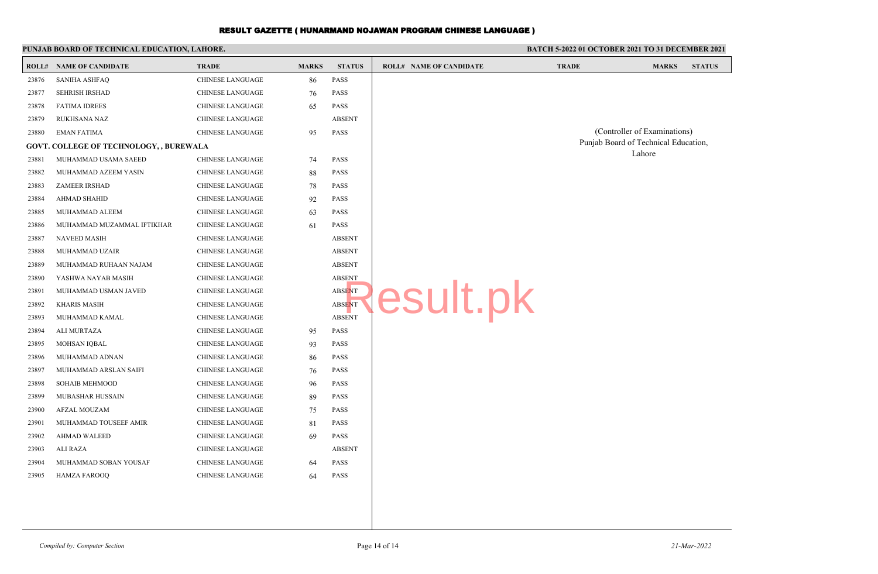# RESULT GAZETTE ( HUNARMAND NOJAWAN PROGRAM CHINESE LANGUAGE )

**PUNJAB BOARD OF TECHNICAL EDUCATION, LAHORE.**

**BATCH 5-2022 01 OCTOBER 2021 TO 31 DECEMBER 2021**

| ROLL# | NAME OF CANDIDATE | TRADE | MARKS | STATUS |
|---|---|---|---|---|
| 23876 | SANIHA ASHFAQ | CHINESE LANGUAGE | 86 | PASS |
| 23877 | SEHRISH IRSHAD | CHINESE LANGUAGE | 76 | PASS |
| 23878 | FATIMA IDREES | CHINESE LANGUAGE | 65 | PASS |
| 23879 | RUKHSANA NAZ | CHINESE LANGUAGE | | ABSENT |
| 23880 | EMAN FATIMA | CHINESE LANGUAGE | 95 | PASS |
| | **GOVT. COLLEGE OF TECHNOLOGY, , BUREWALA** | | | |
| 23881 | MUHAMMAD USAMA SAEED | CHINESE LANGUAGE | 74 | PASS |
| 23882 | MUHAMMAD AZEEM YASIN | CHINESE LANGUAGE | 88 | PASS |
| 23883 | ZAMEER IRSHAD | CHINESE LANGUAGE | 78 | PASS |
| 23884 | AHMAD SHAHID | CHINESE LANGUAGE | 92 | PASS |
| 23885 | MUHAMMAD ALEEM | CHINESE LANGUAGE | 63 | PASS |
| 23886 | MUHAMMAD MUZAMMAL IFTIKHAR | CHINESE LANGUAGE | 61 | PASS |
| 23887 | NAVEED MASIH | CHINESE LANGUAGE | | ABSENT |
| 23888 | MUHAMMAD UZAIR | CHINESE LANGUAGE | | ABSENT |
| 23889 | MUHAMMAD RUHAAN NAJAM | CHINESE LANGUAGE | | ABSENT |
| 23890 | YASHWA NAYAB MASIH | CHINESE LANGUAGE | | ABSENT |
| 23891 | MUHAMMAD USMAN JAVED | CHINESE LANGUAGE | | ABSENT |
| 23892 | KHARIS MASIH | CHINESE LANGUAGE | | ABSENT |
| 23893 | MUHAMMAD KAMAL | CHINESE LANGUAGE | | ABSENT |
| 23894 | ALI MURTAZA | CHINESE LANGUAGE | 95 | PASS |
| 23895 | MOHSAN IQBAL | CHINESE LANGUAGE | 93 | PASS |
| 23896 | MUHAMMAD ADNAN | CHINESE LANGUAGE | 86 | PASS |
| 23897 | MUHAMMAD ARSLAN SAIFI | CHINESE LANGUAGE | 76 | PASS |
| 23898 | SOHAIB MEHMOOD | CHINESE LANGUAGE | 96 | PASS |
| 23899 | MUBASHAR HUSSAIN | CHINESE LANGUAGE | 89 | PASS |
| 23900 | AFZAL MOUZAM | CHINESE LANGUAGE | 75 | PASS |
| 23901 | MUHAMMAD TOUSEEF AMIR | CHINESE LANGUAGE | 81 | PASS |
| 23902 | AHMAD WALEED | CHINESE LANGUAGE | 69 | PASS |
| 23903 | ALI RAZA | CHINESE LANGUAGE | | ABSENT |
| 23904 | MUHAMMAD SOBAN YOUSAF | CHINESE LANGUAGE | 64 | PASS |
| 23905 | HAMZA FAROOQ | CHINESE LANGUAGE | 64 | PASS |

(Controller of Examinations)
Punjab Board of Technical Education, Lahore

*Compiled by: Computer Section*

*21-Mar-2022*